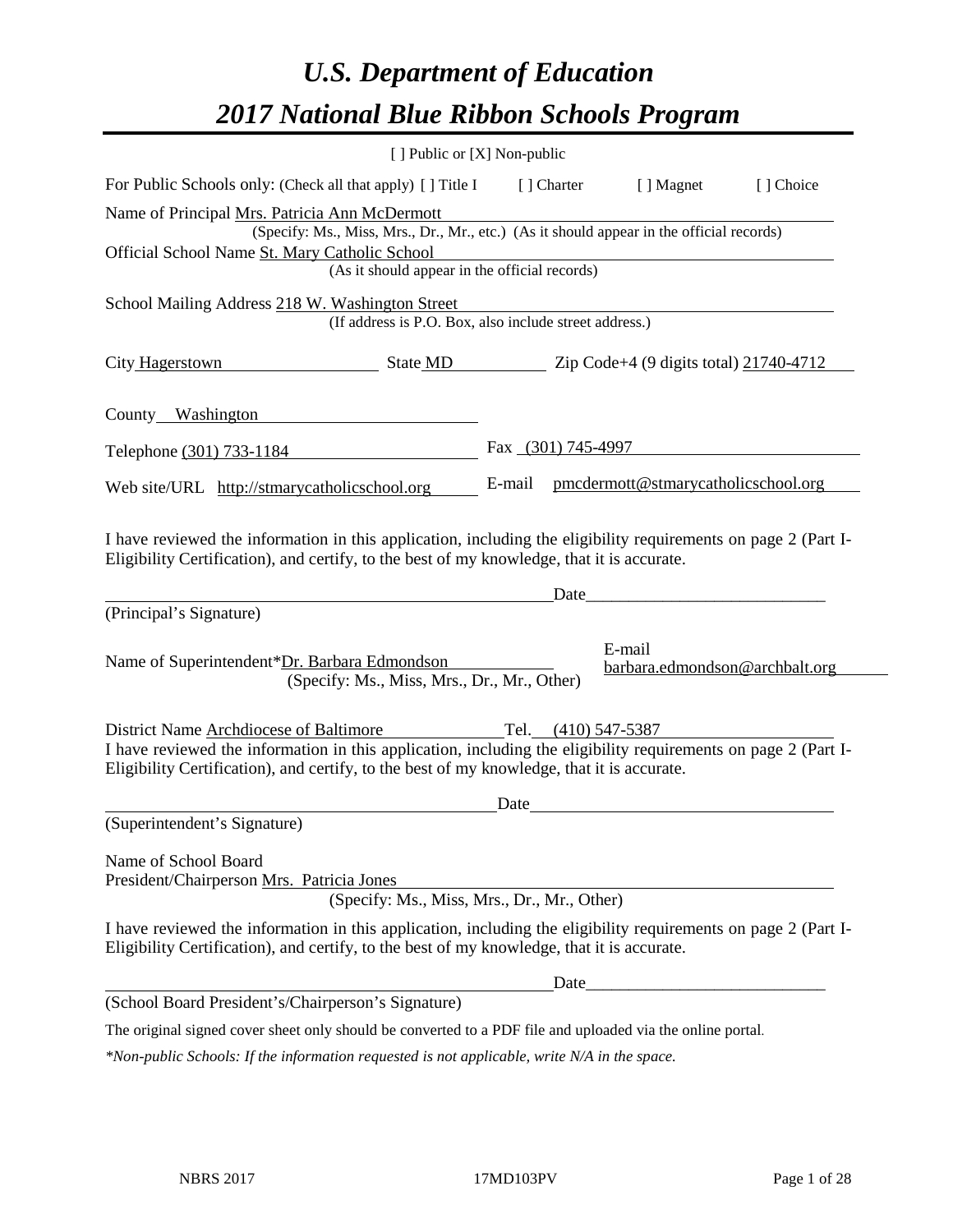# *U.S. Department of Education*

# *2017 National Blue Ribbon Schools Program*

[ ] Public or [X] Non-public

For Public Schools only: (Check all that apply) [ ] Title I [ ] Charter [ ] Magnet [ ] Choice

Name of Principal Mrs. Patricia Ann McDermott
(Specify: Ms., Miss, Mrs., Dr., Mr., etc.) (As it should appear in the official records)

Official School Name St. Mary Catholic School
(As it should appear in the official records)

School Mailing Address 218 W. Washington Street
(If address is P.O. Box, also include street address.)

City Hagerstown State MD Zip Code+4 (9 digits total) 21740-4712

County Washington

Telephone (301) 733-1184 Fax (301) 745-4997

Web site/URL http://stmarycatholicschool.org E-mail pmcdermott@stmarycatholicschool.org

I have reviewed the information in this application, including the eligibility requirements on page 2 (Part I-Eligibility Certification), and certify, to the best of my knowledge, that it is accurate.

_______________________________________ Date_____________________

(Principal's Signature)

Name of Superintendent*Dr. Barbara Edmondson
(Specify: Ms., Miss, Mrs., Dr., Mr., Other)

E-mail barbara.edmondson@archbalt.org

District Name Archdiocese of Baltimore Tel. (410) 547-5387

I have reviewed the information in this application, including the eligibility requirements on page 2 (Part I-Eligibility Certification), and certify, to the best of my knowledge, that it is accurate.

_______________________________________ Date_____________________

(Superintendent's Signature)

Name of School Board
President/Chairperson Mrs. Patricia Jones
(Specify: Ms., Miss, Mrs., Dr., Mr., Other)

I have reviewed the information in this application, including the eligibility requirements on page 2 (Part I-Eligibility Certification), and certify, to the best of my knowledge, that it is accurate.

_______________________________________ Date_____________________

(School Board President's/Chairperson's Signature)

The original signed cover sheet only should be converted to a PDF file and uploaded via the online portal.

*\*Non-public Schools: If the information requested is not applicable, write N/A in the space.*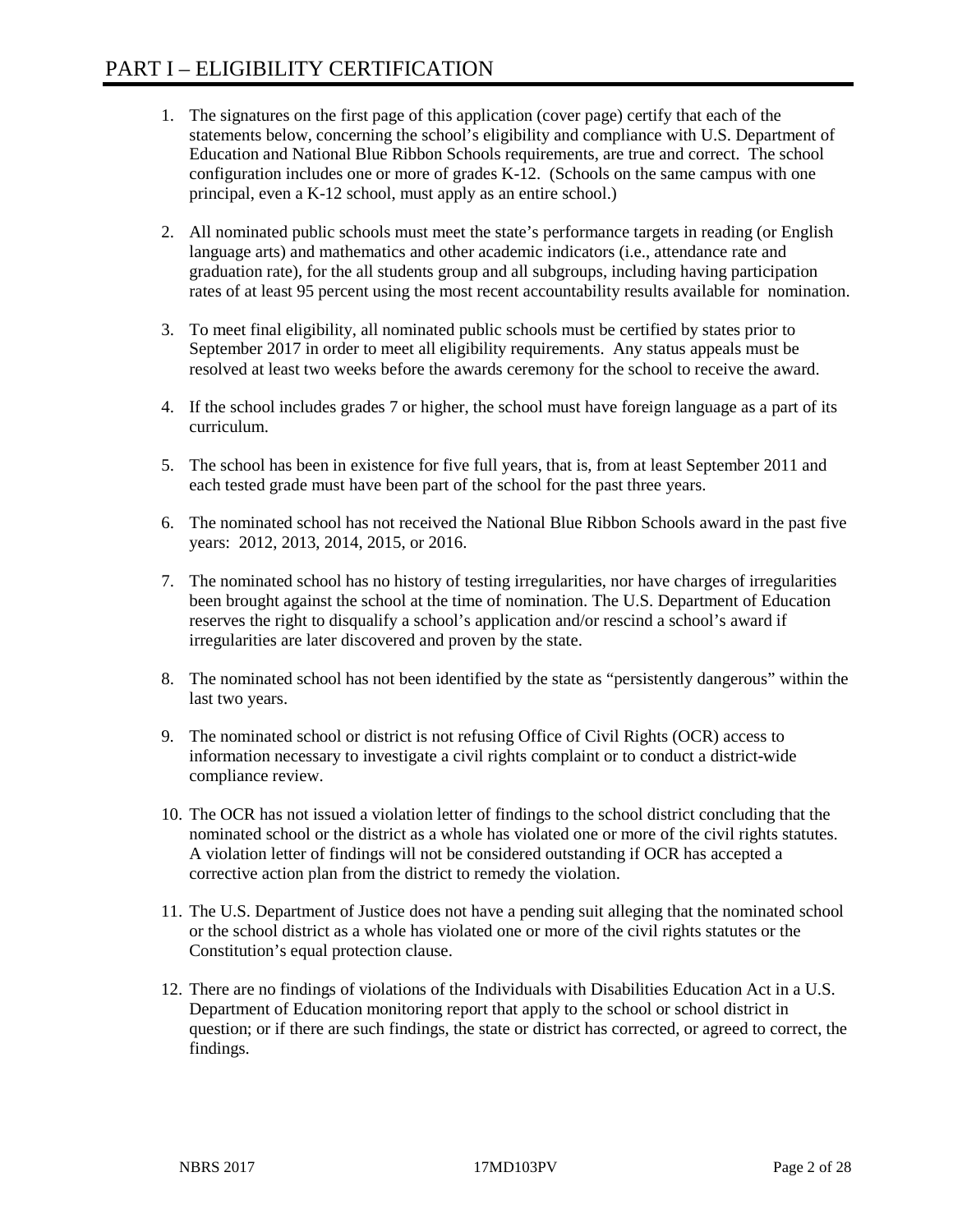# PART I – ELIGIBILITY CERTIFICATION

1. The signatures on the first page of this application (cover page) certify that each of the statements below, concerning the school's eligibility and compliance with U.S. Department of Education and National Blue Ribbon Schools requirements, are true and correct. The school configuration includes one or more of grades K-12. (Schools on the same campus with one principal, even a K-12 school, must apply as an entire school.)

2. All nominated public schools must meet the state's performance targets in reading (or English language arts) and mathematics and other academic indicators (i.e., attendance rate and graduation rate), for the all students group and all subgroups, including having participation rates of at least 95 percent using the most recent accountability results available for nomination.

3. To meet final eligibility, all nominated public schools must be certified by states prior to September 2017 in order to meet all eligibility requirements. Any status appeals must be resolved at least two weeks before the awards ceremony for the school to receive the award.

4. If the school includes grades 7 or higher, the school must have foreign language as a part of its curriculum.

5. The school has been in existence for five full years, that is, from at least September 2011 and each tested grade must have been part of the school for the past three years.

6. The nominated school has not received the National Blue Ribbon Schools award in the past five years: 2012, 2013, 2014, 2015, or 2016.

7. The nominated school has no history of testing irregularities, nor have charges of irregularities been brought against the school at the time of nomination. The U.S. Department of Education reserves the right to disqualify a school's application and/or rescind a school's award if irregularities are later discovered and proven by the state.

8. The nominated school has not been identified by the state as "persistently dangerous" within the last two years.

9. The nominated school or district is not refusing Office of Civil Rights (OCR) access to information necessary to investigate a civil rights complaint or to conduct a district-wide compliance review.

10. The OCR has not issued a violation letter of findings to the school district concluding that the nominated school or the district as a whole has violated one or more of the civil rights statutes. A violation letter of findings will not be considered outstanding if OCR has accepted a corrective action plan from the district to remedy the violation.

11. The U.S. Department of Justice does not have a pending suit alleging that the nominated school or the school district as a whole has violated one or more of the civil rights statutes or the Constitution's equal protection clause.

12. There are no findings of violations of the Individuals with Disabilities Education Act in a U.S. Department of Education monitoring report that apply to the school or school district in question; or if there are such findings, the state or district has corrected, or agreed to correct, the findings.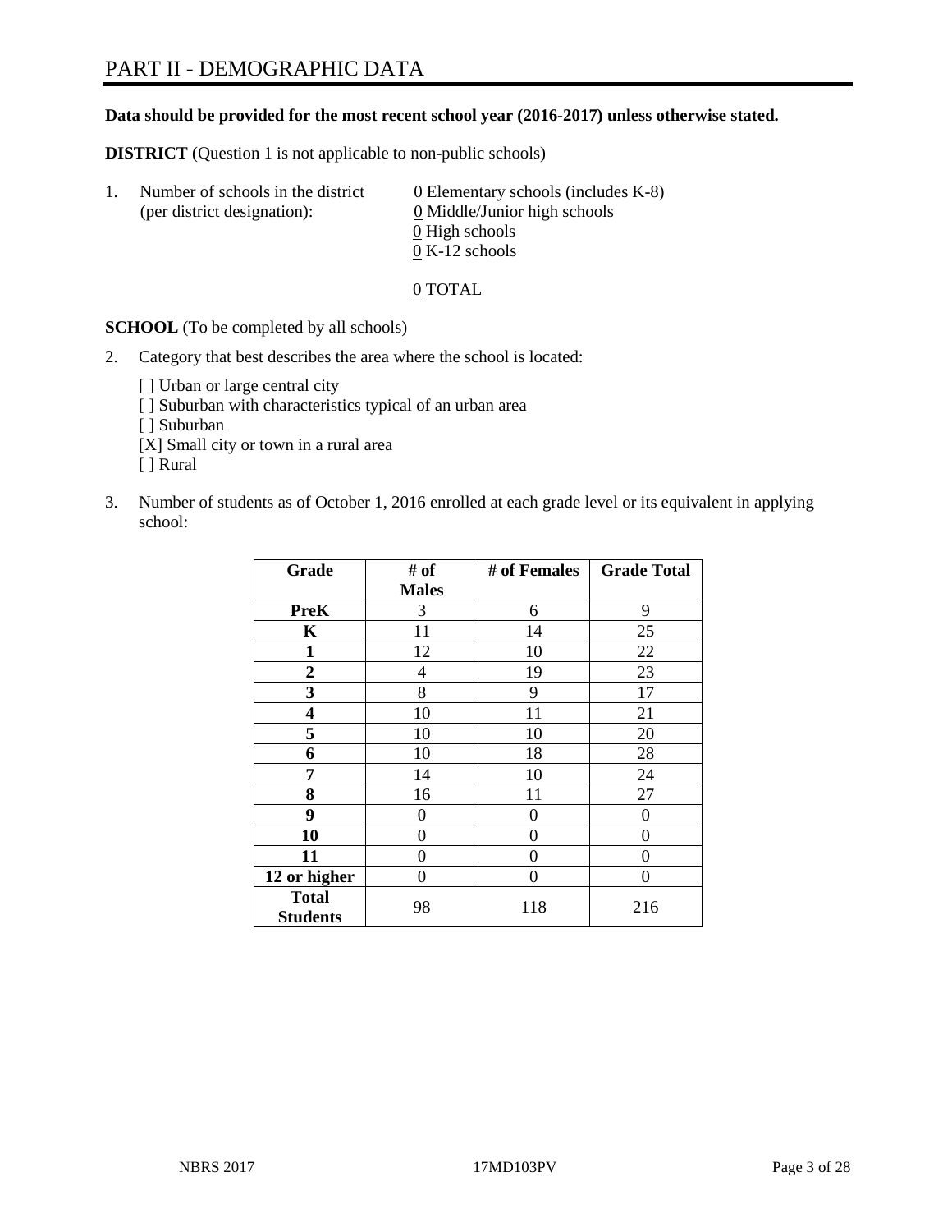# PART II - DEMOGRAPHIC DATA

**Data should be provided for the most recent school year (2016-2017) unless otherwise stated.**

**DISTRICT** (Question 1 is not applicable to non-public schools)

1. Number of schools in the district (per district designation):
   - 0 Elementary schools (includes K-8)
   - 0 Middle/Junior high schools
   - 0 High schools
   - 0 K-12 schools

   0 TOTAL

**SCHOOL** (To be completed by all schools)

2. Category that best describes the area where the school is located:

   [ ] Urban or large central city
   [ ] Suburban with characteristics typical of an urban area
   [ ] Suburban
   [X] Small city or town in a rural area
   [ ] Rural

3. Number of students as of October 1, 2016 enrolled at each grade level or its equivalent in applying school:

| Grade | # of Males | # of Females | Grade Total |
|---|---|---|---|
| **PreK** | 3 | 6 | 9 |
| **K** | 11 | 14 | 25 |
| **1** | 12 | 10 | 22 |
| **2** | 4 | 19 | 23 |
| **3** | 8 | 9 | 17 |
| **4** | 10 | 11 | 21 |
| **5** | 10 | 10 | 20 |
| **6** | 10 | 18 | 28 |
| **7** | 14 | 10 | 24 |
| **8** | 16 | 11 | 27 |
| **9** | 0 | 0 | 0 |
| **10** | 0 | 0 | 0 |
| **11** | 0 | 0 | 0 |
| **12 or higher** | 0 | 0 | 0 |
| **Total Students** | 98 | 118 | 216 |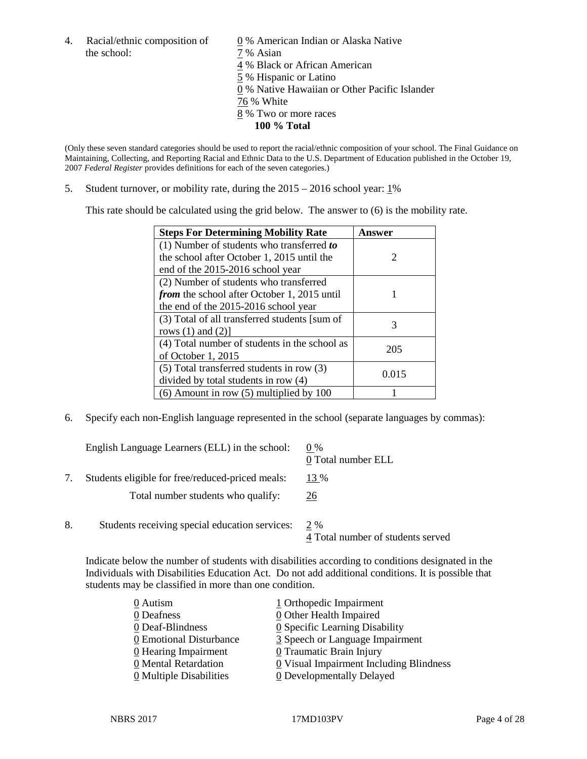4. Racial/ethnic composition of the school:

0 % American Indian or Alaska Native
7 % Asian
4 % Black or African American
5 % Hispanic or Latino
0 % Native Hawaiian or Other Pacific Islander
76 % White
8 % Two or more races
**100 % Total**

(Only these seven standard categories should be used to report the racial/ethnic composition of your school. The Final Guidance on Maintaining, Collecting, and Reporting Racial and Ethnic Data to the U.S. Department of Education published in the October 19, 2007 *Federal Register* provides definitions for each of the seven categories.)

5. Student turnover, or mobility rate, during the 2015 – 2016 school year: 1%

This rate should be calculated using the grid below. The answer to (6) is the mobility rate.

| Steps For Determining Mobility Rate | Answer |
|---|---|
| (1) Number of students who transferred ***to*** the school after October 1, 2015 until the end of the 2015-2016 school year | 2 |
| (2) Number of students who transferred ***from*** the school after October 1, 2015 until the end of the 2015-2016 school year | 1 |
| (3) Total of all transferred students [sum of rows (1) and (2)] | 3 |
| (4) Total number of students in the school as of October 1, 2015 | 205 |
| (5) Total transferred students in row (3) divided by total students in row (4) | 0.015 |
| (6) Amount in row (5) multiplied by 100 | 1 |

6. Specify each non-English language represented in the school (separate languages by commas):

English Language Learners (ELL) in the school: 0 %
0 Total number ELL

7. Students eligible for free/reduced-priced meals: 13 %

Total number students who qualify: 26

8. Students receiving special education services: 2 %
4 Total number of students served

Indicate below the number of students with disabilities according to conditions designated in the Individuals with Disabilities Education Act. Do not add additional conditions. It is possible that students may be classified in more than one condition.

0 Autism
0 Deafness
0 Deaf-Blindness
0 Emotional Disturbance
0 Hearing Impairment
0 Mental Retardation
0 Multiple Disabilities
1 Orthopedic Impairment
0 Other Health Impaired
0 Specific Learning Disability
3 Speech or Language Impairment
0 Traumatic Brain Injury
0 Visual Impairment Including Blindness
0 Developmentally Delayed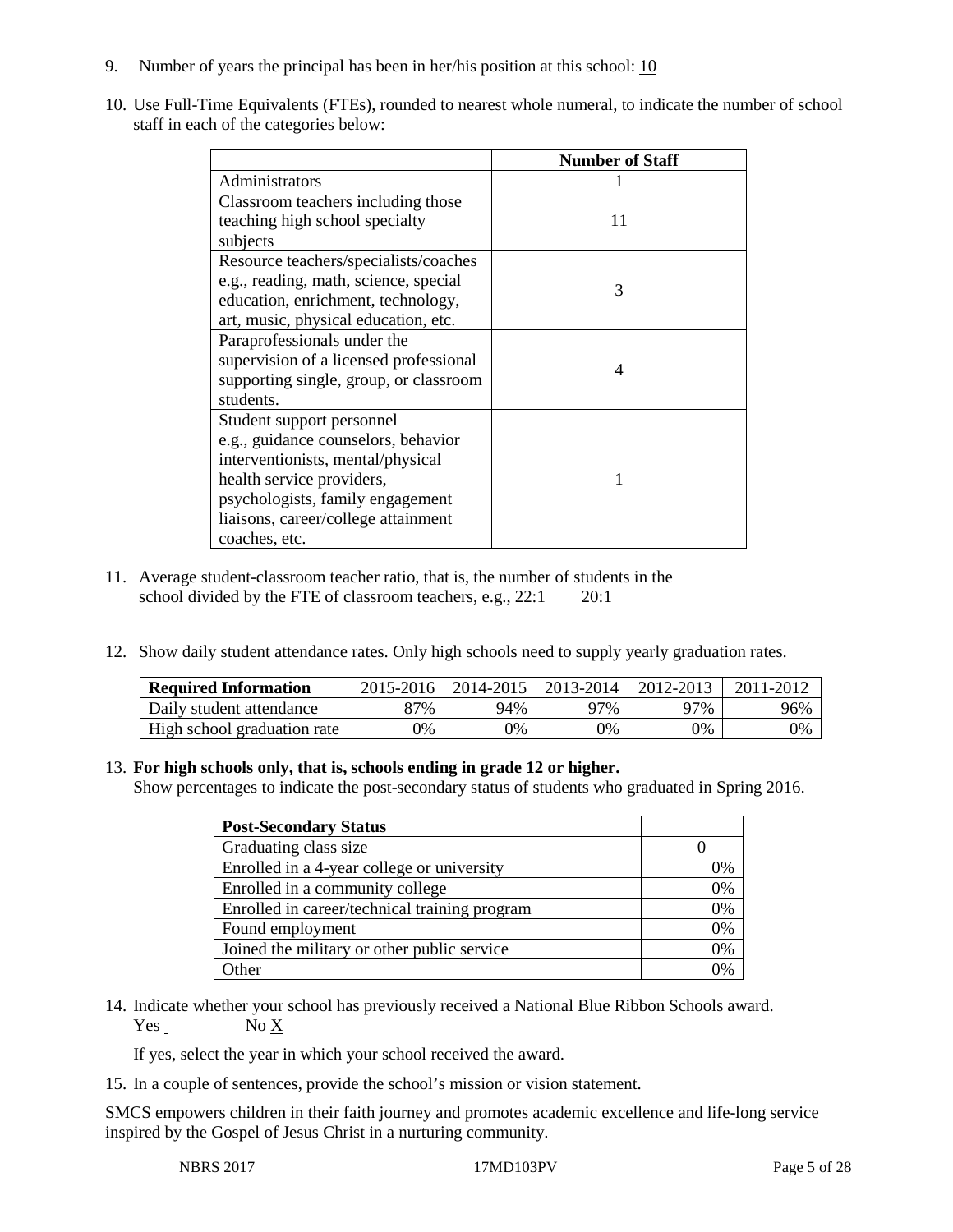9. Number of years the principal has been in her/his position at this school: 10

10. Use Full-Time Equivalents (FTEs), rounded to nearest whole numeral, to indicate the number of school staff in each of the categories below:

| | Number of Staff |
|---|---|
| Administrators | 1 |
| Classroom teachers including those teaching high school specialty subjects | 11 |
| Resource teachers/specialists/coaches e.g., reading, math, science, special education, enrichment, technology, art, music, physical education, etc. | 3 |
| Paraprofessionals under the supervision of a licensed professional supporting single, group, or classroom students. | 4 |
| Student support personnel e.g., guidance counselors, behavior interventionists, mental/physical health service providers, psychologists, family engagement liaisons, career/college attainment coaches, etc. | 1 |

11. Average student-classroom teacher ratio, that is, the number of students in the school divided by the FTE of classroom teachers, e.g., 22:1 20:1

12. Show daily student attendance rates. Only high schools need to supply yearly graduation rates.

| Required Information | 2015-2016 | 2014-2015 | 2013-2014 | 2012-2013 | 2011-2012 |
|---|---|---|---|---|---|
| Daily student attendance | 87% | 94% | 97% | 97% | 96% |
| High school graduation rate | 0% | 0% | 0% | 0% | 0% |

13. **For high schools only, that is, schools ending in grade 12 or higher.**
Show percentages to indicate the post-secondary status of students who graduated in Spring 2016.

| Post-Secondary Status | |
|---|---|
| Graduating class size | 0 |
| Enrolled in a 4-year college or university | 0% |
| Enrolled in a community college | 0% |
| Enrolled in career/technical training program | 0% |
| Found employment | 0% |
| Joined the military or other public service | 0% |
| Other | 0% |

14. Indicate whether your school has previously received a National Blue Ribbon Schools award.
Yes No X

If yes, select the year in which your school received the award.

15. In a couple of sentences, provide the school's mission or vision statement.

SMCS empowers children in their faith journey and promotes academic excellence and life-long service inspired by the Gospel of Jesus Christ in a nurturing community.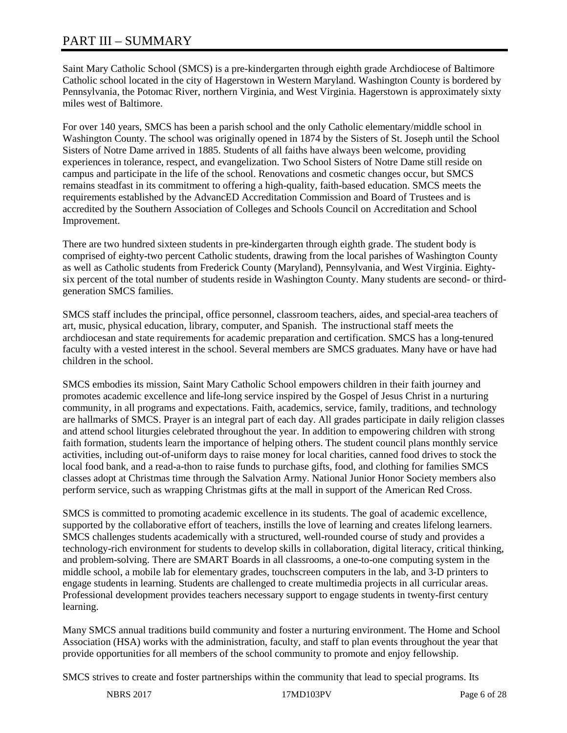# PART III – SUMMARY

Saint Mary Catholic School (SMCS) is a pre-kindergarten through eighth grade Archdiocese of Baltimore Catholic school located in the city of Hagerstown in Western Maryland. Washington County is bordered by Pennsylvania, the Potomac River, northern Virginia, and West Virginia. Hagerstown is approximately sixty miles west of Baltimore.

For over 140 years, SMCS has been a parish school and the only Catholic elementary/middle school in Washington County. The school was originally opened in 1874 by the Sisters of St. Joseph until the School Sisters of Notre Dame arrived in 1885. Students of all faiths have always been welcome, providing experiences in tolerance, respect, and evangelization. Two School Sisters of Notre Dame still reside on campus and participate in the life of the school. Renovations and cosmetic changes occur, but SMCS remains steadfast in its commitment to offering a high-quality, faith-based education. SMCS meets the requirements established by the AdvancED Accreditation Commission and Board of Trustees and is accredited by the Southern Association of Colleges and Schools Council on Accreditation and School Improvement.

There are two hundred sixteen students in pre-kindergarten through eighth grade. The student body is comprised of eighty-two percent Catholic students, drawing from the local parishes of Washington County as well as Catholic students from Frederick County (Maryland), Pennsylvania, and West Virginia. Eighty-six percent of the total number of students reside in Washington County. Many students are second- or third-generation SMCS families.

SMCS staff includes the principal, office personnel, classroom teachers, aides, and special-area teachers of art, music, physical education, library, computer, and Spanish. The instructional staff meets the archdiocesan and state requirements for academic preparation and certification. SMCS has a long-tenured faculty with a vested interest in the school. Several members are SMCS graduates. Many have or have had children in the school.

SMCS embodies its mission, Saint Mary Catholic School empowers children in their faith journey and promotes academic excellence and life-long service inspired by the Gospel of Jesus Christ in a nurturing community, in all programs and expectations. Faith, academics, service, family, traditions, and technology are hallmarks of SMCS. Prayer is an integral part of each day. All grades participate in daily religion classes and attend school liturgies celebrated throughout the year. In addition to empowering children with strong faith formation, students learn the importance of helping others. The student council plans monthly service activities, including out-of-uniform days to raise money for local charities, canned food drives to stock the local food bank, and a read-a-thon to raise funds to purchase gifts, food, and clothing for families SMCS classes adopt at Christmas time through the Salvation Army. National Junior Honor Society members also perform service, such as wrapping Christmas gifts at the mall in support of the American Red Cross.

SMCS is committed to promoting academic excellence in its students. The goal of academic excellence, supported by the collaborative effort of teachers, instills the love of learning and creates lifelong learners. SMCS challenges students academically with a structured, well-rounded course of study and provides a technology-rich environment for students to develop skills in collaboration, digital literacy, critical thinking, and problem-solving. There are SMART Boards in all classrooms, a one-to-one computing system in the middle school, a mobile lab for elementary grades, touchscreen computers in the lab, and 3-D printers to engage students in learning. Students are challenged to create multimedia projects in all curricular areas. Professional development provides teachers necessary support to engage students in twenty-first century learning.

Many SMCS annual traditions build community and foster a nurturing environment. The Home and School Association (HSA) works with the administration, faculty, and staff to plan events throughout the year that provide opportunities for all members of the school community to promote and enjoy fellowship.

SMCS strives to create and foster partnerships within the community that lead to special programs. Its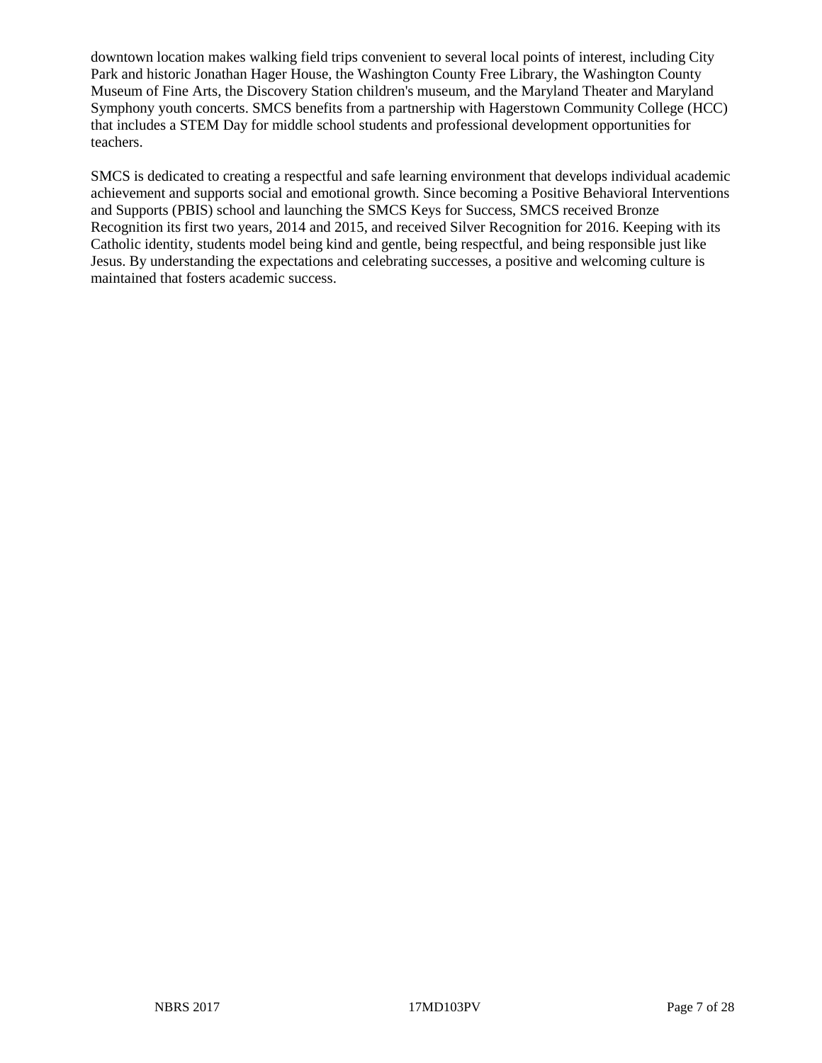downtown location makes walking field trips convenient to several local points of interest, including City Park and historic Jonathan Hager House, the Washington County Free Library, the Washington County Museum of Fine Arts, the Discovery Station children's museum, and the Maryland Theater and Maryland Symphony youth concerts. SMCS benefits from a partnership with Hagerstown Community College (HCC) that includes a STEM Day for middle school students and professional development opportunities for teachers.

SMCS is dedicated to creating a respectful and safe learning environment that develops individual academic achievement and supports social and emotional growth. Since becoming a Positive Behavioral Interventions and Supports (PBIS) school and launching the SMCS Keys for Success, SMCS received Bronze Recognition its first two years, 2014 and 2015, and received Silver Recognition for 2016. Keeping with its Catholic identity, students model being kind and gentle, being respectful, and being responsible just like Jesus. By understanding the expectations and celebrating successes, a positive and welcoming culture is maintained that fosters academic success.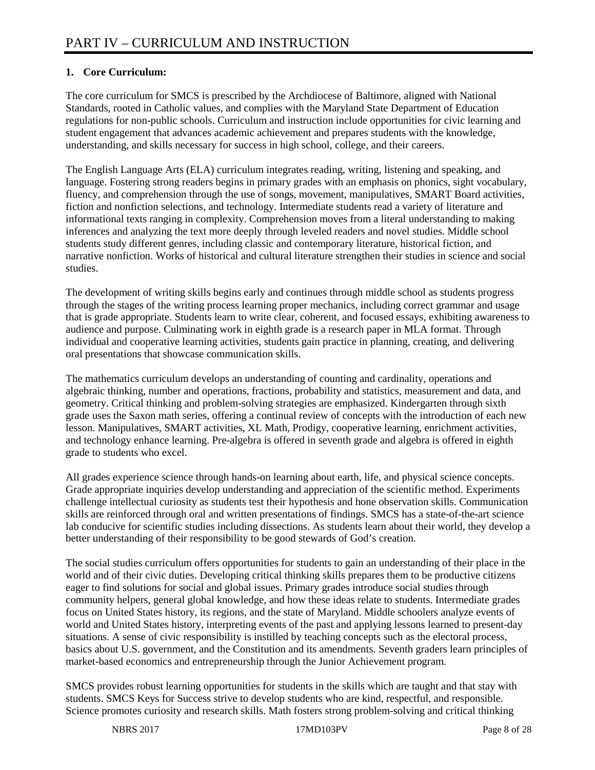# PART IV – CURRICULUM AND INSTRUCTION

**1. Core Curriculum:**

The core curriculum for SMCS is prescribed by the Archdiocese of Baltimore, aligned with National Standards, rooted in Catholic values, and complies with the Maryland State Department of Education regulations for non-public schools. Curriculum and instruction include opportunities for civic learning and student engagement that advances academic achievement and prepares students with the knowledge, understanding, and skills necessary for success in high school, college, and their careers.

The English Language Arts (ELA) curriculum integrates reading, writing, listening and speaking, and language. Fostering strong readers begins in primary grades with an emphasis on phonics, sight vocabulary, fluency, and comprehension through the use of songs, movement, manipulatives, SMART Board activities, fiction and nonfiction selections, and technology. Intermediate students read a variety of literature and informational texts ranging in complexity. Comprehension moves from a literal understanding to making inferences and analyzing the text more deeply through leveled readers and novel studies. Middle school students study different genres, including classic and contemporary literature, historical fiction, and narrative nonfiction. Works of historical and cultural literature strengthen their studies in science and social studies.

The development of writing skills begins early and continues through middle school as students progress through the stages of the writing process learning proper mechanics, including correct grammar and usage that is grade appropriate. Students learn to write clear, coherent, and focused essays, exhibiting awareness to audience and purpose. Culminating work in eighth grade is a research paper in MLA format. Through individual and cooperative learning activities, students gain practice in planning, creating, and delivering oral presentations that showcase communication skills.

The mathematics curriculum develops an understanding of counting and cardinality, operations and algebraic thinking, number and operations, fractions, probability and statistics, measurement and data, and geometry. Critical thinking and problem-solving strategies are emphasized. Kindergarten through sixth grade uses the Saxon math series, offering a continual review of concepts with the introduction of each new lesson. Manipulatives, SMART activities, XL Math, Prodigy, cooperative learning, enrichment activities, and technology enhance learning. Pre-algebra is offered in seventh grade and algebra is offered in eighth grade to students who excel.

All grades experience science through hands-on learning about earth, life, and physical science concepts. Grade appropriate inquiries develop understanding and appreciation of the scientific method. Experiments challenge intellectual curiosity as students test their hypothesis and hone observation skills. Communication skills are reinforced through oral and written presentations of findings. SMCS has a state-of-the-art science lab conducive for scientific studies including dissections. As students learn about their world, they develop a better understanding of their responsibility to be good stewards of God's creation.

The social studies curriculum offers opportunities for students to gain an understanding of their place in the world and of their civic duties. Developing critical thinking skills prepares them to be productive citizens eager to find solutions for social and global issues. Primary grades introduce social studies through community helpers, general global knowledge, and how these ideas relate to students. Intermediate grades focus on United States history, its regions, and the state of Maryland. Middle schoolers analyze events of world and United States history, interpreting events of the past and applying lessons learned to present-day situations. A sense of civic responsibility is instilled by teaching concepts such as the electoral process, basics about U.S. government, and the Constitution and its amendments. Seventh graders learn principles of market-based economics and entrepreneurship through the Junior Achievement program.

SMCS provides robust learning opportunities for students in the skills which are taught and that stay with students. SMCS Keys for Success strive to develop students who are kind, respectful, and responsible. Science promotes curiosity and research skills. Math fosters strong problem-solving and critical thinking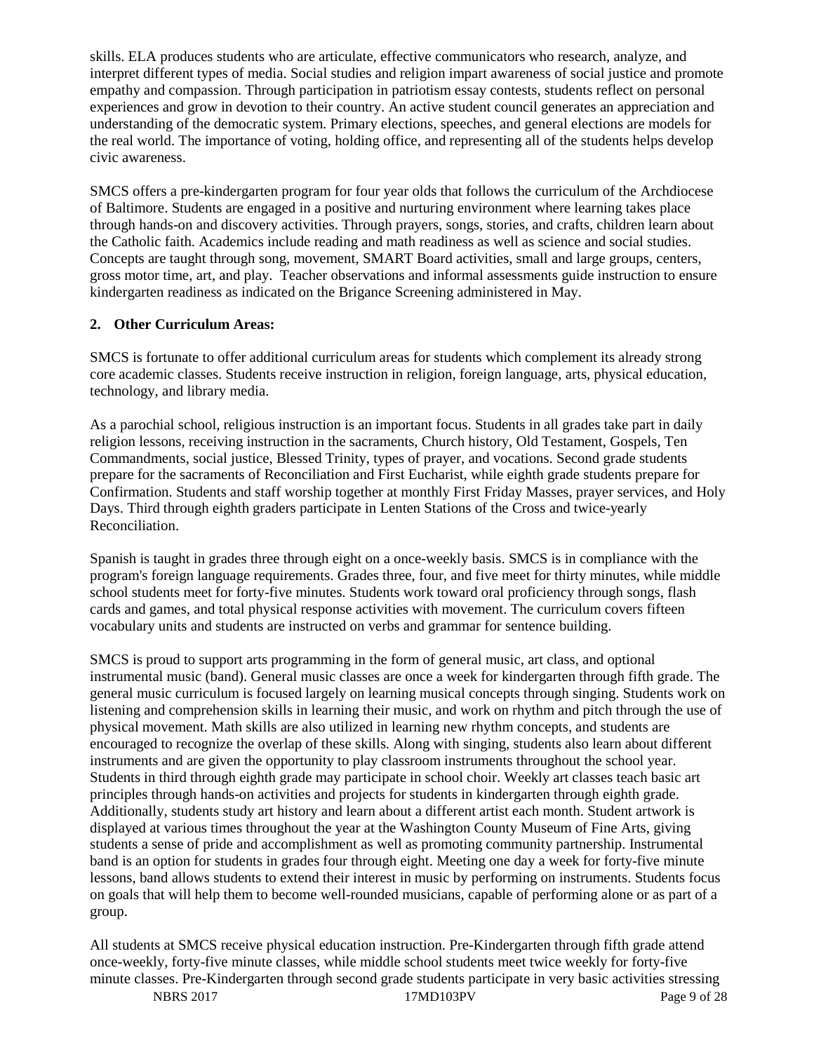skills. ELA produces students who are articulate, effective communicators who research, analyze, and interpret different types of media. Social studies and religion impart awareness of social justice and promote empathy and compassion. Through participation in patriotism essay contests, students reflect on personal experiences and grow in devotion to their country. An active student council generates an appreciation and understanding of the democratic system. Primary elections, speeches, and general elections are models for the real world. The importance of voting, holding office, and representing all of the students helps develop civic awareness.

SMCS offers a pre-kindergarten program for four year olds that follows the curriculum of the Archdiocese of Baltimore. Students are engaged in a positive and nurturing environment where learning takes place through hands-on and discovery activities. Through prayers, songs, stories, and crafts, children learn about the Catholic faith. Academics include reading and math readiness as well as science and social studies. Concepts are taught through song, movement, SMART Board activities, small and large groups, centers, gross motor time, art, and play. Teacher observations and informal assessments guide instruction to ensure kindergarten readiness as indicated on the Brigance Screening administered in May.

**2. Other Curriculum Areas:**

SMCS is fortunate to offer additional curriculum areas for students which complement its already strong core academic classes. Students receive instruction in religion, foreign language, arts, physical education, technology, and library media.

As a parochial school, religious instruction is an important focus. Students in all grades take part in daily religion lessons, receiving instruction in the sacraments, Church history, Old Testament, Gospels, Ten Commandments, social justice, Blessed Trinity, types of prayer, and vocations. Second grade students prepare for the sacraments of Reconciliation and First Eucharist, while eighth grade students prepare for Confirmation. Students and staff worship together at monthly First Friday Masses, prayer services, and Holy Days. Third through eighth graders participate in Lenten Stations of the Cross and twice-yearly Reconciliation.

Spanish is taught in grades three through eight on a once-weekly basis. SMCS is in compliance with the program's foreign language requirements. Grades three, four, and five meet for thirty minutes, while middle school students meet for forty-five minutes. Students work toward oral proficiency through songs, flash cards and games, and total physical response activities with movement. The curriculum covers fifteen vocabulary units and students are instructed on verbs and grammar for sentence building.

SMCS is proud to support arts programming in the form of general music, art class, and optional instrumental music (band). General music classes are once a week for kindergarten through fifth grade. The general music curriculum is focused largely on learning musical concepts through singing. Students work on listening and comprehension skills in learning their music, and work on rhythm and pitch through the use of physical movement. Math skills are also utilized in learning new rhythm concepts, and students are encouraged to recognize the overlap of these skills. Along with singing, students also learn about different instruments and are given the opportunity to play classroom instruments throughout the school year. Students in third through eighth grade may participate in school choir. Weekly art classes teach basic art principles through hands-on activities and projects for students in kindergarten through eighth grade. Additionally, students study art history and learn about a different artist each month. Student artwork is displayed at various times throughout the year at the Washington County Museum of Fine Arts, giving students a sense of pride and accomplishment as well as promoting community partnership. Instrumental band is an option for students in grades four through eight. Meeting one day a week for forty-five minute lessons, band allows students to extend their interest in music by performing on instruments. Students focus on goals that will help them to become well-rounded musicians, capable of performing alone or as part of a group.

All students at SMCS receive physical education instruction. Pre-Kindergarten through fifth grade attend once-weekly, forty-five minute classes, while middle school students meet twice weekly for forty-five minute classes. Pre-Kindergarten through second grade students participate in very basic activities stressing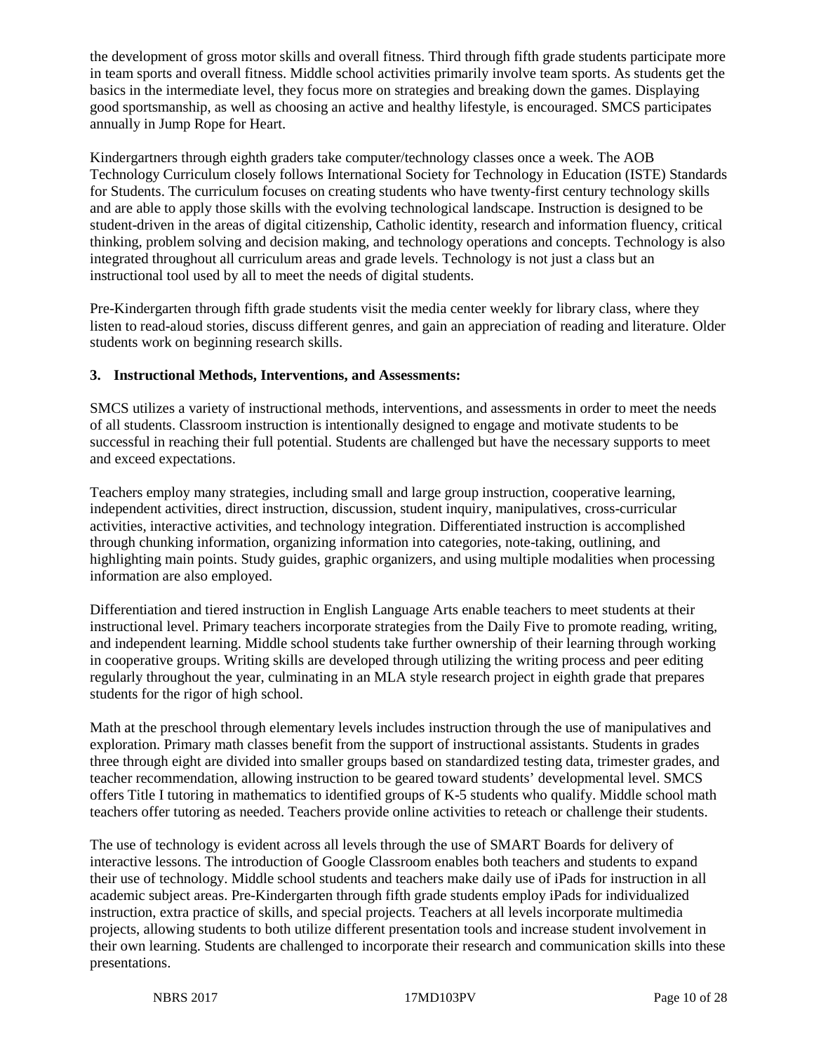the development of gross motor skills and overall fitness. Third through fifth grade students participate more in team sports and overall fitness. Middle school activities primarily involve team sports. As students get the basics in the intermediate level, they focus more on strategies and breaking down the games. Displaying good sportsmanship, as well as choosing an active and healthy lifestyle, is encouraged. SMCS participates annually in Jump Rope for Heart.

Kindergartners through eighth graders take computer/technology classes once a week. The AOB Technology Curriculum closely follows International Society for Technology in Education (ISTE) Standards for Students. The curriculum focuses on creating students who have twenty-first century technology skills and are able to apply those skills with the evolving technological landscape. Instruction is designed to be student-driven in the areas of digital citizenship, Catholic identity, research and information fluency, critical thinking, problem solving and decision making, and technology operations and concepts. Technology is also integrated throughout all curriculum areas and grade levels. Technology is not just a class but an instructional tool used by all to meet the needs of digital students.

Pre-Kindergarten through fifth grade students visit the media center weekly for library class, where they listen to read-aloud stories, discuss different genres, and gain an appreciation of reading and literature. Older students work on beginning research skills.

**3. Instructional Methods, Interventions, and Assessments:**

SMCS utilizes a variety of instructional methods, interventions, and assessments in order to meet the needs of all students. Classroom instruction is intentionally designed to engage and motivate students to be successful in reaching their full potential. Students are challenged but have the necessary supports to meet and exceed expectations.

Teachers employ many strategies, including small and large group instruction, cooperative learning, independent activities, direct instruction, discussion, student inquiry, manipulatives, cross-curricular activities, interactive activities, and technology integration. Differentiated instruction is accomplished through chunking information, organizing information into categories, note-taking, outlining, and highlighting main points. Study guides, graphic organizers, and using multiple modalities when processing information are also employed.

Differentiation and tiered instruction in English Language Arts enable teachers to meet students at their instructional level. Primary teachers incorporate strategies from the Daily Five to promote reading, writing, and independent learning. Middle school students take further ownership of their learning through working in cooperative groups. Writing skills are developed through utilizing the writing process and peer editing regularly throughout the year, culminating in an MLA style research project in eighth grade that prepares students for the rigor of high school.

Math at the preschool through elementary levels includes instruction through the use of manipulatives and exploration. Primary math classes benefit from the support of instructional assistants. Students in grades three through eight are divided into smaller groups based on standardized testing data, trimester grades, and teacher recommendation, allowing instruction to be geared toward students' developmental level. SMCS offers Title I tutoring in mathematics to identified groups of K-5 students who qualify. Middle school math teachers offer tutoring as needed. Teachers provide online activities to reteach or challenge their students.

The use of technology is evident across all levels through the use of SMART Boards for delivery of interactive lessons. The introduction of Google Classroom enables both teachers and students to expand their use of technology. Middle school students and teachers make daily use of iPads for instruction in all academic subject areas. Pre-Kindergarten through fifth grade students employ iPads for individualized instruction, extra practice of skills, and special projects. Teachers at all levels incorporate multimedia projects, allowing students to both utilize different presentation tools and increase student involvement in their own learning. Students are challenged to incorporate their research and communication skills into these presentations.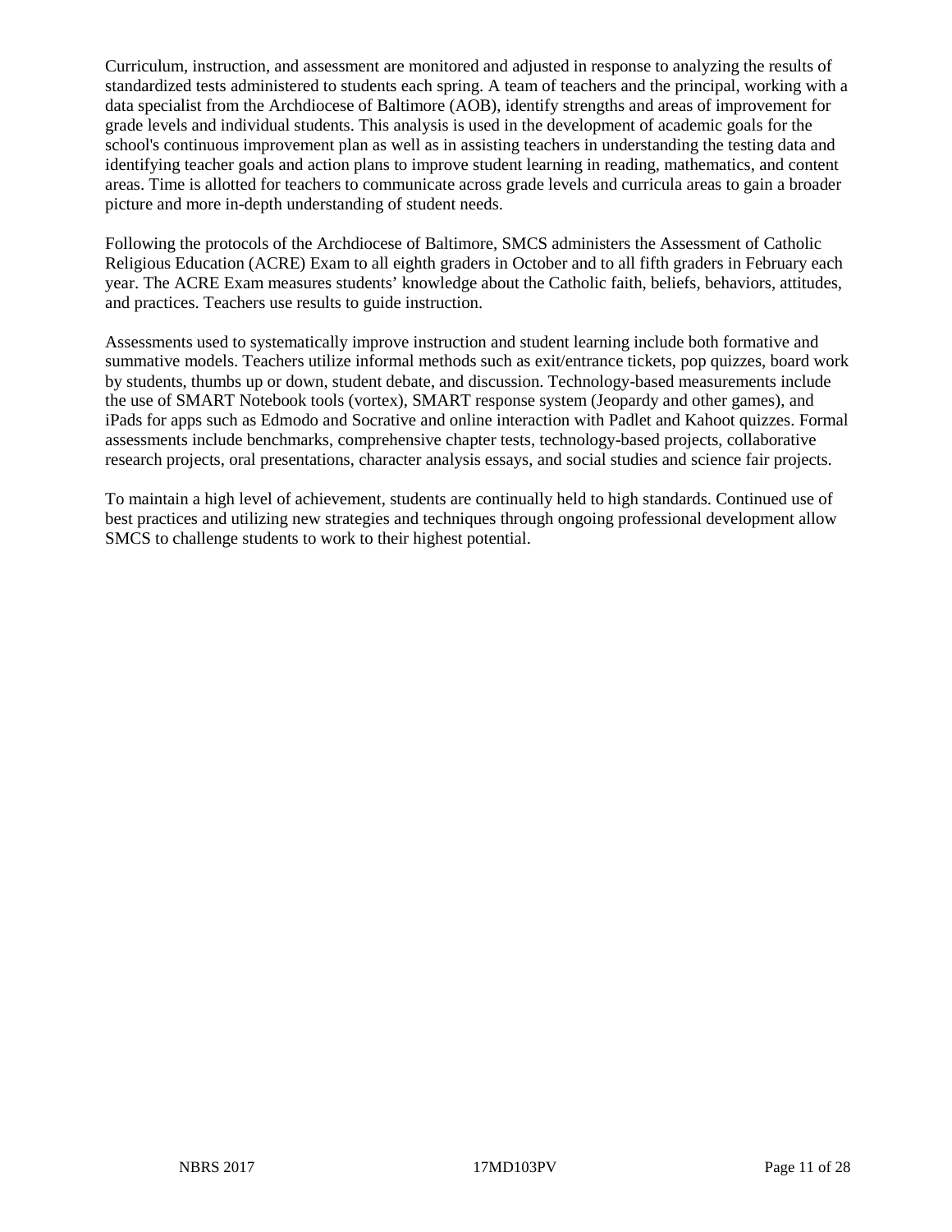Curriculum, instruction, and assessment are monitored and adjusted in response to analyzing the results of standardized tests administered to students each spring. A team of teachers and the principal, working with a data specialist from the Archdiocese of Baltimore (AOB), identify strengths and areas of improvement for grade levels and individual students. This analysis is used in the development of academic goals for the school's continuous improvement plan as well as in assisting teachers in understanding the testing data and identifying teacher goals and action plans to improve student learning in reading, mathematics, and content areas. Time is allotted for teachers to communicate across grade levels and curricula areas to gain a broader picture and more in-depth understanding of student needs.

Following the protocols of the Archdiocese of Baltimore, SMCS administers the Assessment of Catholic Religious Education (ACRE) Exam to all eighth graders in October and to all fifth graders in February each year. The ACRE Exam measures students' knowledge about the Catholic faith, beliefs, behaviors, attitudes, and practices. Teachers use results to guide instruction.

Assessments used to systematically improve instruction and student learning include both formative and summative models. Teachers utilize informal methods such as exit/entrance tickets, pop quizzes, board work by students, thumbs up or down, student debate, and discussion. Technology-based measurements include the use of SMART Notebook tools (vortex), SMART response system (Jeopardy and other games), and iPads for apps such as Edmodo and Socrative and online interaction with Padlet and Kahoot quizzes. Formal assessments include benchmarks, comprehensive chapter tests, technology-based projects, collaborative research projects, oral presentations, character analysis essays, and social studies and science fair projects.

To maintain a high level of achievement, students are continually held to high standards. Continued use of best practices and utilizing new strategies and techniques through ongoing professional development allow SMCS to challenge students to work to their highest potential.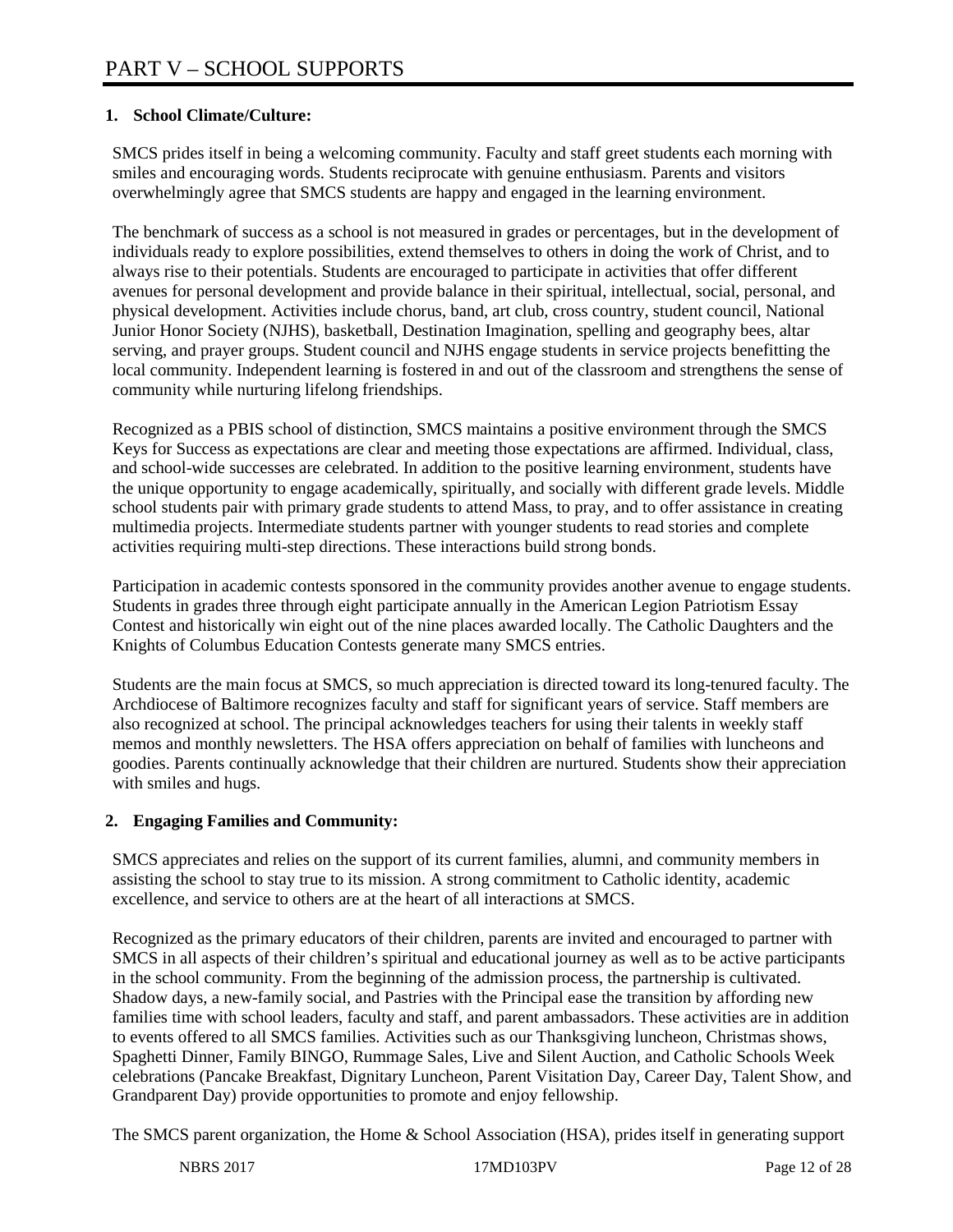# PART V – SCHOOL SUPPORTS

**1. School Climate/Culture:**

SMCS prides itself in being a welcoming community. Faculty and staff greet students each morning with smiles and encouraging words. Students reciprocate with genuine enthusiasm. Parents and visitors overwhelmingly agree that SMCS students are happy and engaged in the learning environment.

The benchmark of success as a school is not measured in grades or percentages, but in the development of individuals ready to explore possibilities, extend themselves to others in doing the work of Christ, and to always rise to their potentials. Students are encouraged to participate in activities that offer different avenues for personal development and provide balance in their spiritual, intellectual, social, personal, and physical development. Activities include chorus, band, art club, cross country, student council, National Junior Honor Society (NJHS), basketball, Destination Imagination, spelling and geography bees, altar serving, and prayer groups. Student council and NJHS engage students in service projects benefitting the local community. Independent learning is fostered in and out of the classroom and strengthens the sense of community while nurturing lifelong friendships.

Recognized as a PBIS school of distinction, SMCS maintains a positive environment through the SMCS Keys for Success as expectations are clear and meeting those expectations are affirmed. Individual, class, and school-wide successes are celebrated. In addition to the positive learning environment, students have the unique opportunity to engage academically, spiritually, and socially with different grade levels. Middle school students pair with primary grade students to attend Mass, to pray, and to offer assistance in creating multimedia projects. Intermediate students partner with younger students to read stories and complete activities requiring multi-step directions. These interactions build strong bonds.

Participation in academic contests sponsored in the community provides another avenue to engage students. Students in grades three through eight participate annually in the American Legion Patriotism Essay Contest and historically win eight out of the nine places awarded locally. The Catholic Daughters and the Knights of Columbus Education Contests generate many SMCS entries.

Students are the main focus at SMCS, so much appreciation is directed toward its long-tenured faculty. The Archdiocese of Baltimore recognizes faculty and staff for significant years of service. Staff members are also recognized at school. The principal acknowledges teachers for using their talents in weekly staff memos and monthly newsletters. The HSA offers appreciation on behalf of families with luncheons and goodies. Parents continually acknowledge that their children are nurtured. Students show their appreciation with smiles and hugs.

**2. Engaging Families and Community:**

SMCS appreciates and relies on the support of its current families, alumni, and community members in assisting the school to stay true to its mission. A strong commitment to Catholic identity, academic excellence, and service to others are at the heart of all interactions at SMCS.

Recognized as the primary educators of their children, parents are invited and encouraged to partner with SMCS in all aspects of their children's spiritual and educational journey as well as to be active participants in the school community. From the beginning of the admission process, the partnership is cultivated. Shadow days, a new-family social, and Pastries with the Principal ease the transition by affording new families time with school leaders, faculty and staff, and parent ambassadors. These activities are in addition to events offered to all SMCS families. Activities such as our Thanksgiving luncheon, Christmas shows, Spaghetti Dinner, Family BINGO, Rummage Sales, Live and Silent Auction, and Catholic Schools Week celebrations (Pancake Breakfast, Dignitary Luncheon, Parent Visitation Day, Career Day, Talent Show, and Grandparent Day) provide opportunities to promote and enjoy fellowship.

The SMCS parent organization, the Home & School Association (HSA), prides itself in generating support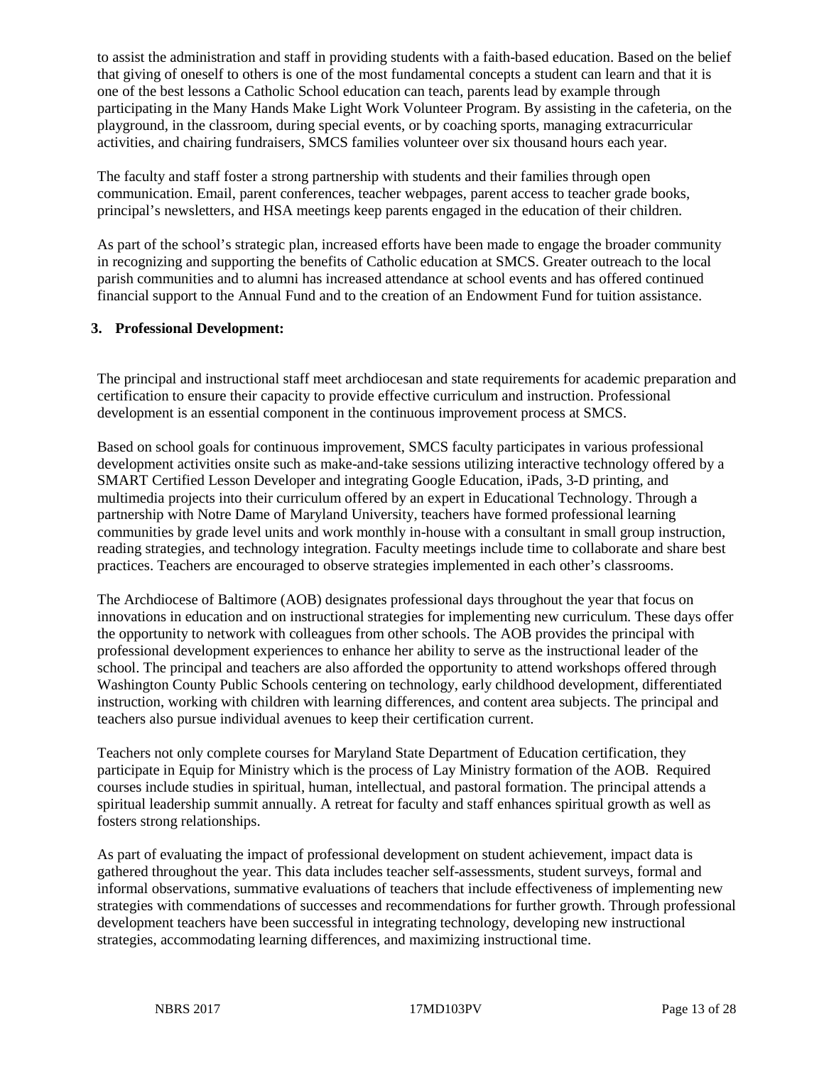to assist the administration and staff in providing students with a faith-based education. Based on the belief that giving of oneself to others is one of the most fundamental concepts a student can learn and that it is one of the best lessons a Catholic School education can teach, parents lead by example through participating in the Many Hands Make Light Work Volunteer Program. By assisting in the cafeteria, on the playground, in the classroom, during special events, or by coaching sports, managing extracurricular activities, and chairing fundraisers, SMCS families volunteer over six thousand hours each year.

The faculty and staff foster a strong partnership with students and their families through open communication. Email, parent conferences, teacher webpages, parent access to teacher grade books, principal's newsletters, and HSA meetings keep parents engaged in the education of their children.

As part of the school's strategic plan, increased efforts have been made to engage the broader community in recognizing and supporting the benefits of Catholic education at SMCS. Greater outreach to the local parish communities and to alumni has increased attendance at school events and has offered continued financial support to the Annual Fund and to the creation of an Endowment Fund for tuition assistance.

**3. Professional Development:**

The principal and instructional staff meet archdiocesan and state requirements for academic preparation and certification to ensure their capacity to provide effective curriculum and instruction. Professional development is an essential component in the continuous improvement process at SMCS.

Based on school goals for continuous improvement, SMCS faculty participates in various professional development activities onsite such as make-and-take sessions utilizing interactive technology offered by a SMART Certified Lesson Developer and integrating Google Education, iPads, 3-D printing, and multimedia projects into their curriculum offered by an expert in Educational Technology. Through a partnership with Notre Dame of Maryland University, teachers have formed professional learning communities by grade level units and work monthly in-house with a consultant in small group instruction, reading strategies, and technology integration. Faculty meetings include time to collaborate and share best practices. Teachers are encouraged to observe strategies implemented in each other's classrooms.

The Archdiocese of Baltimore (AOB) designates professional days throughout the year that focus on innovations in education and on instructional strategies for implementing new curriculum. These days offer the opportunity to network with colleagues from other schools. The AOB provides the principal with professional development experiences to enhance her ability to serve as the instructional leader of the school. The principal and teachers are also afforded the opportunity to attend workshops offered through Washington County Public Schools centering on technology, early childhood development, differentiated instruction, working with children with learning differences, and content area subjects. The principal and teachers also pursue individual avenues to keep their certification current.

Teachers not only complete courses for Maryland State Department of Education certification, they participate in Equip for Ministry which is the process of Lay Ministry formation of the AOB. Required courses include studies in spiritual, human, intellectual, and pastoral formation. The principal attends a spiritual leadership summit annually. A retreat for faculty and staff enhances spiritual growth as well as fosters strong relationships.

As part of evaluating the impact of professional development on student achievement, impact data is gathered throughout the year. This data includes teacher self-assessments, student surveys, formal and informal observations, summative evaluations of teachers that include effectiveness of implementing new strategies with commendations of successes and recommendations for further growth. Through professional development teachers have been successful in integrating technology, developing new instructional strategies, accommodating learning differences, and maximizing instructional time.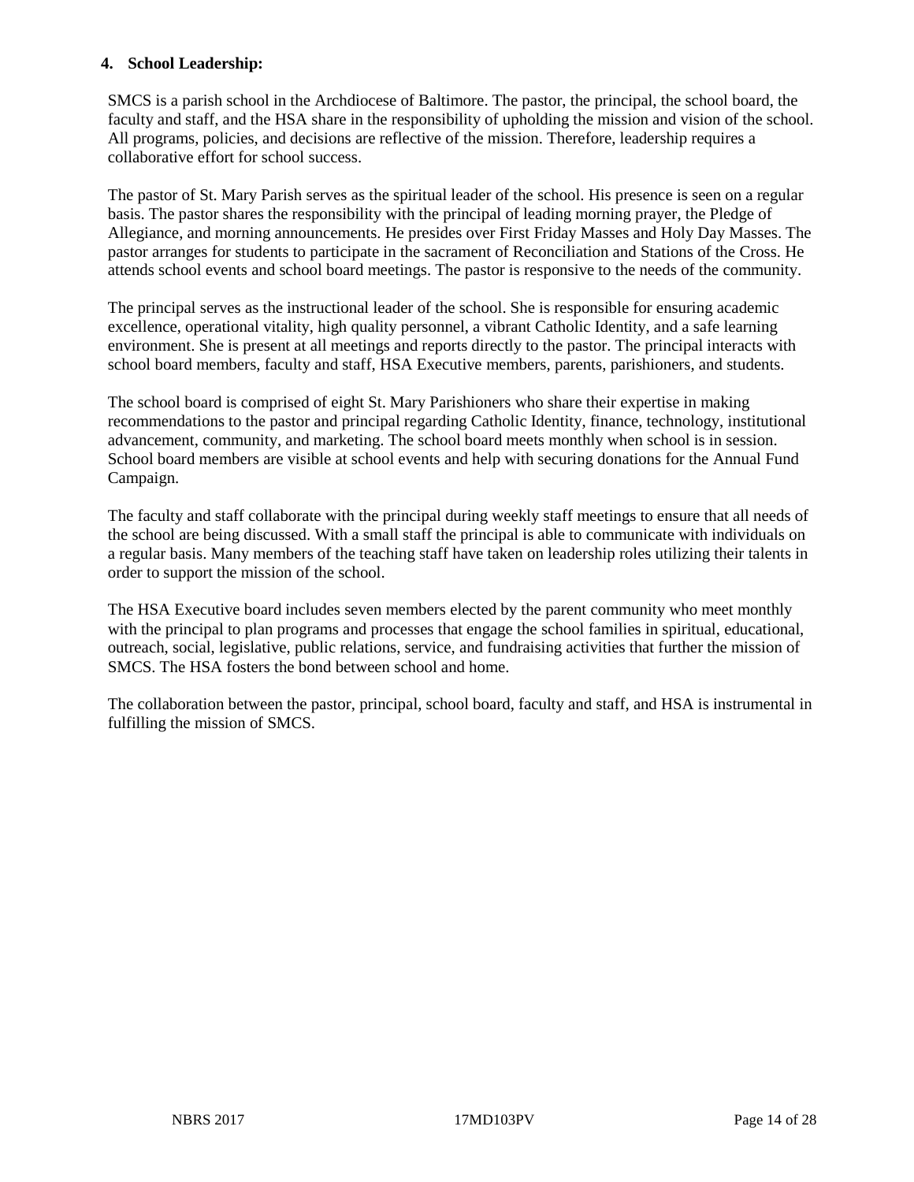**4. School Leadership:**

SMCS is a parish school in the Archdiocese of Baltimore. The pastor, the principal, the school board, the faculty and staff, and the HSA share in the responsibility of upholding the mission and vision of the school. All programs, policies, and decisions are reflective of the mission. Therefore, leadership requires a collaborative effort for school success.

The pastor of St. Mary Parish serves as the spiritual leader of the school. His presence is seen on a regular basis. The pastor shares the responsibility with the principal of leading morning prayer, the Pledge of Allegiance, and morning announcements. He presides over First Friday Masses and Holy Day Masses. The pastor arranges for students to participate in the sacrament of Reconciliation and Stations of the Cross. He attends school events and school board meetings. The pastor is responsive to the needs of the community.

The principal serves as the instructional leader of the school. She is responsible for ensuring academic excellence, operational vitality, high quality personnel, a vibrant Catholic Identity, and a safe learning environment. She is present at all meetings and reports directly to the pastor. The principal interacts with school board members, faculty and staff, HSA Executive members, parents, parishioners, and students.

The school board is comprised of eight St. Mary Parishioners who share their expertise in making recommendations to the pastor and principal regarding Catholic Identity, finance, technology, institutional advancement, community, and marketing. The school board meets monthly when school is in session. School board members are visible at school events and help with securing donations for the Annual Fund Campaign.

The faculty and staff collaborate with the principal during weekly staff meetings to ensure that all needs of the school are being discussed. With a small staff the principal is able to communicate with individuals on a regular basis. Many members of the teaching staff have taken on leadership roles utilizing their talents in order to support the mission of the school.

The HSA Executive board includes seven members elected by the parent community who meet monthly with the principal to plan programs and processes that engage the school families in spiritual, educational, outreach, social, legislative, public relations, service, and fundraising activities that further the mission of SMCS. The HSA fosters the bond between school and home.

The collaboration between the pastor, principal, school board, faculty and staff, and HSA is instrumental in fulfilling the mission of SMCS.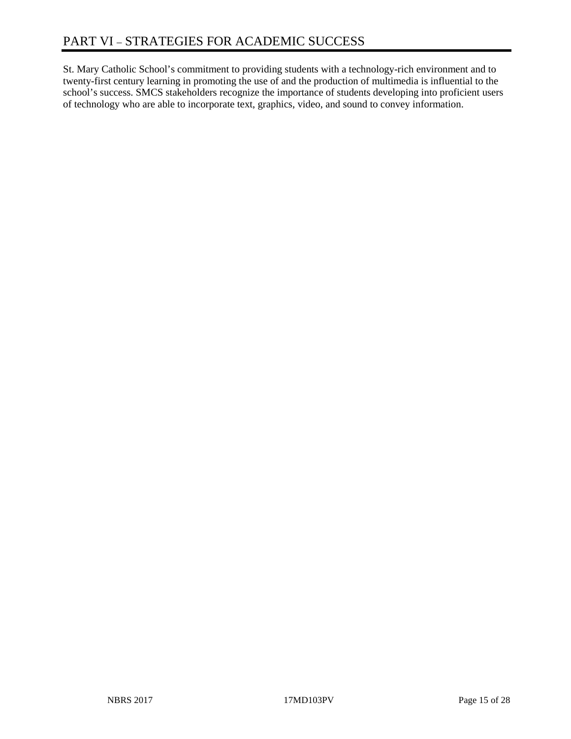# PART VI – STRATEGIES FOR ACADEMIC SUCCESS

St. Mary Catholic School's commitment to providing students with a technology-rich environment and to twenty-first century learning in promoting the use of and the production of multimedia is influential to the school's success. SMCS stakeholders recognize the importance of students developing into proficient users of technology who are able to incorporate text, graphics, video, and sound to convey information.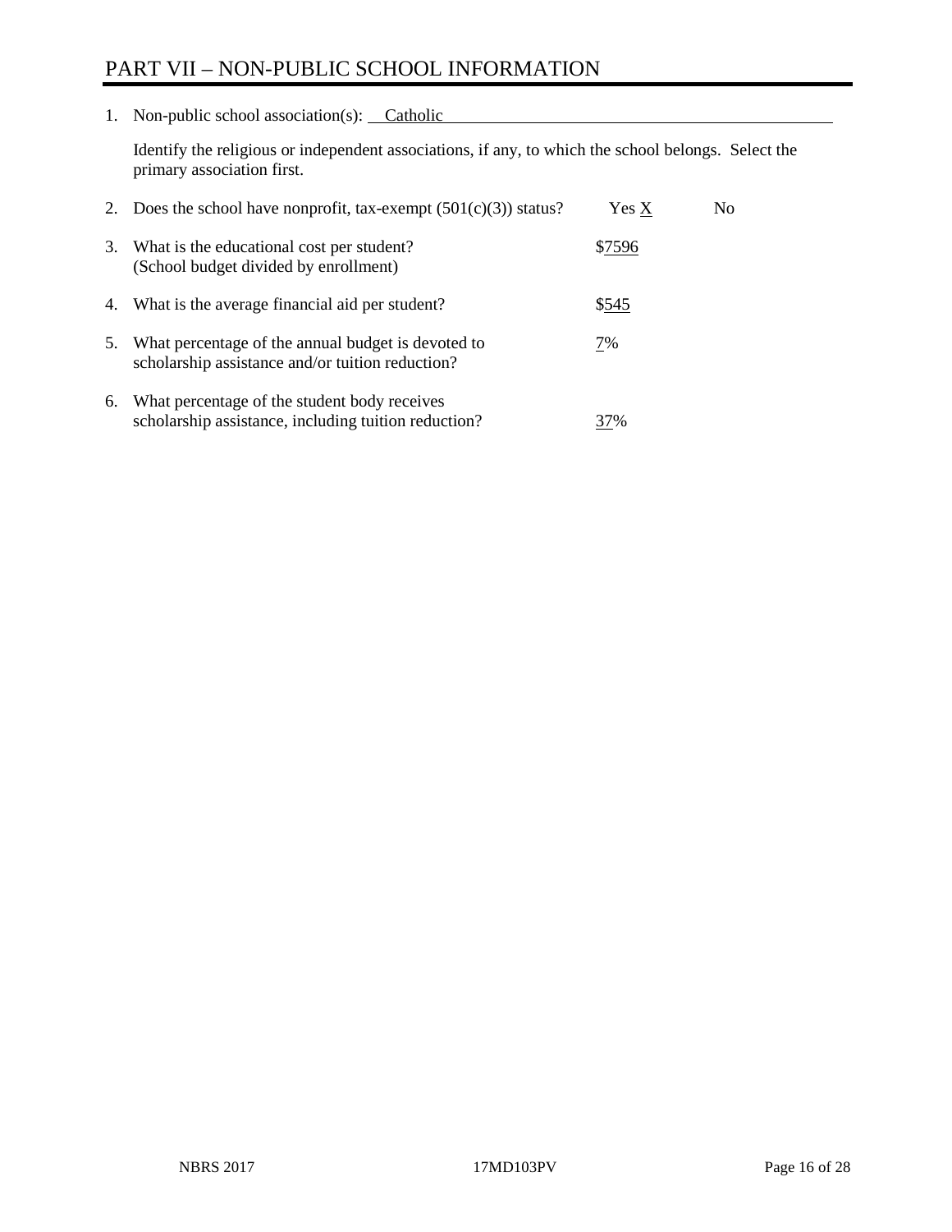# PART VII – NON-PUBLIC SCHOOL INFORMATION

1. Non-public school association(s): Catholic

   Identify the religious or independent associations, if any, to which the school belongs. Select the primary association first.

2. Does the school have nonprofit, tax-exempt (501(c)(3)) status? Yes X No

3. What is the educational cost per student? (School budget divided by enrollment) $7596

4. What is the average financial aid per student? $545

5. What percentage of the annual budget is devoted to scholarship assistance and/or tuition reduction? 7%

6. What percentage of the student body receives scholarship assistance, including tuition reduction? 37%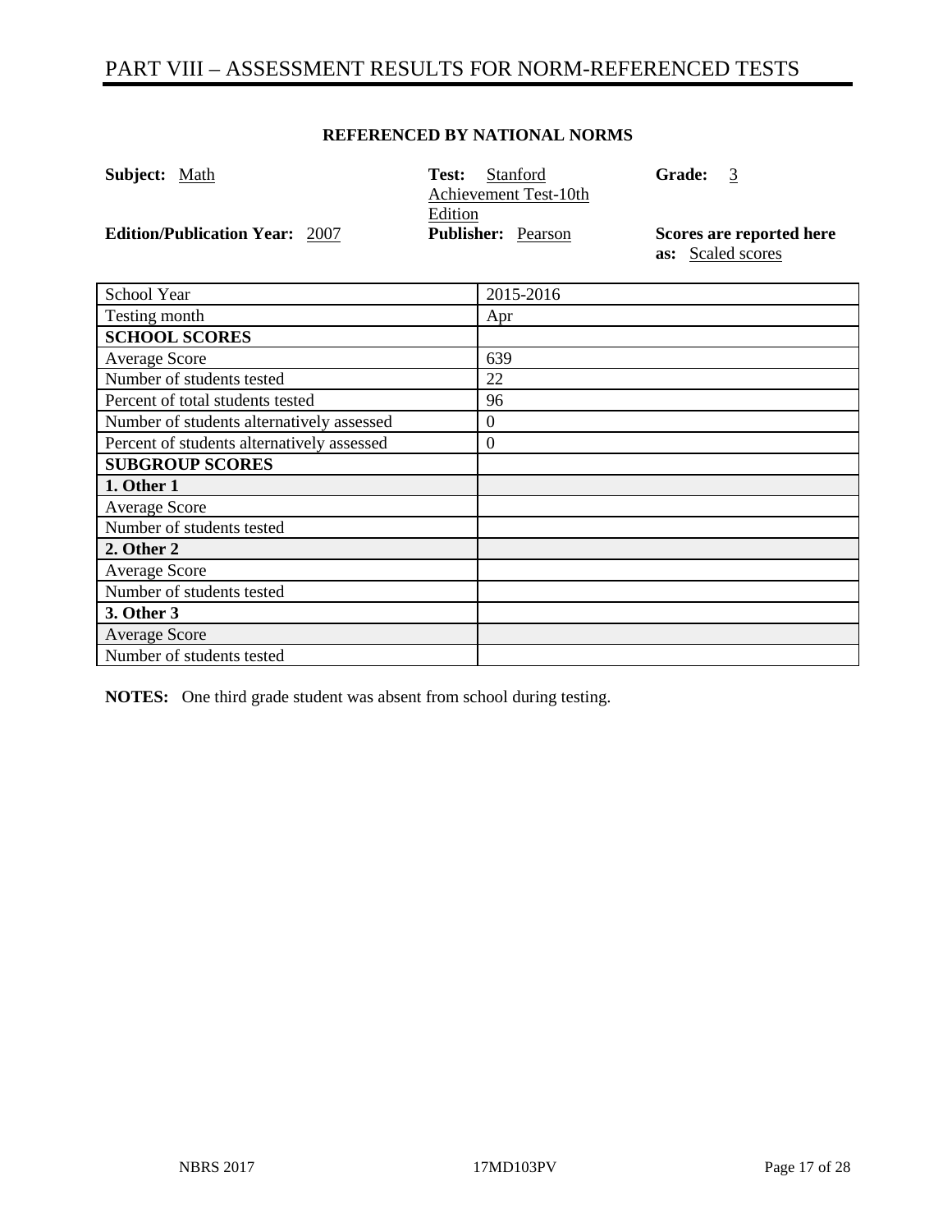# PART VIII – ASSESSMENT RESULTS FOR NORM-REFERENCED TESTS

**REFERENCED BY NATIONAL NORMS**

**Subject:** Math
**Test:** Stanford Achievement Test-10th Edition
**Grade:** 3
**Edition/Publication Year:** 2007
**Publisher:** Pearson
**Scores are reported here as:** Scaled scores

| School Year | 2015-2016 |
|---|---|
| Testing month | Apr |
| **SCHOOL SCORES** | |
| Average Score | 639 |
| Number of students tested | 22 |
| Percent of total students tested | 96 |
| Number of students alternatively assessed | 0 |
| Percent of students alternatively assessed | 0 |
| **SUBGROUP SCORES** | |
| **1. Other 1** | |
| Average Score | |
| Number of students tested | |
| **2. Other 2** | |
| Average Score | |
| Number of students tested | |
| **3. Other 3** | |
| Average Score | |
| Number of students tested | |

**NOTES:** One third grade student was absent from school during testing.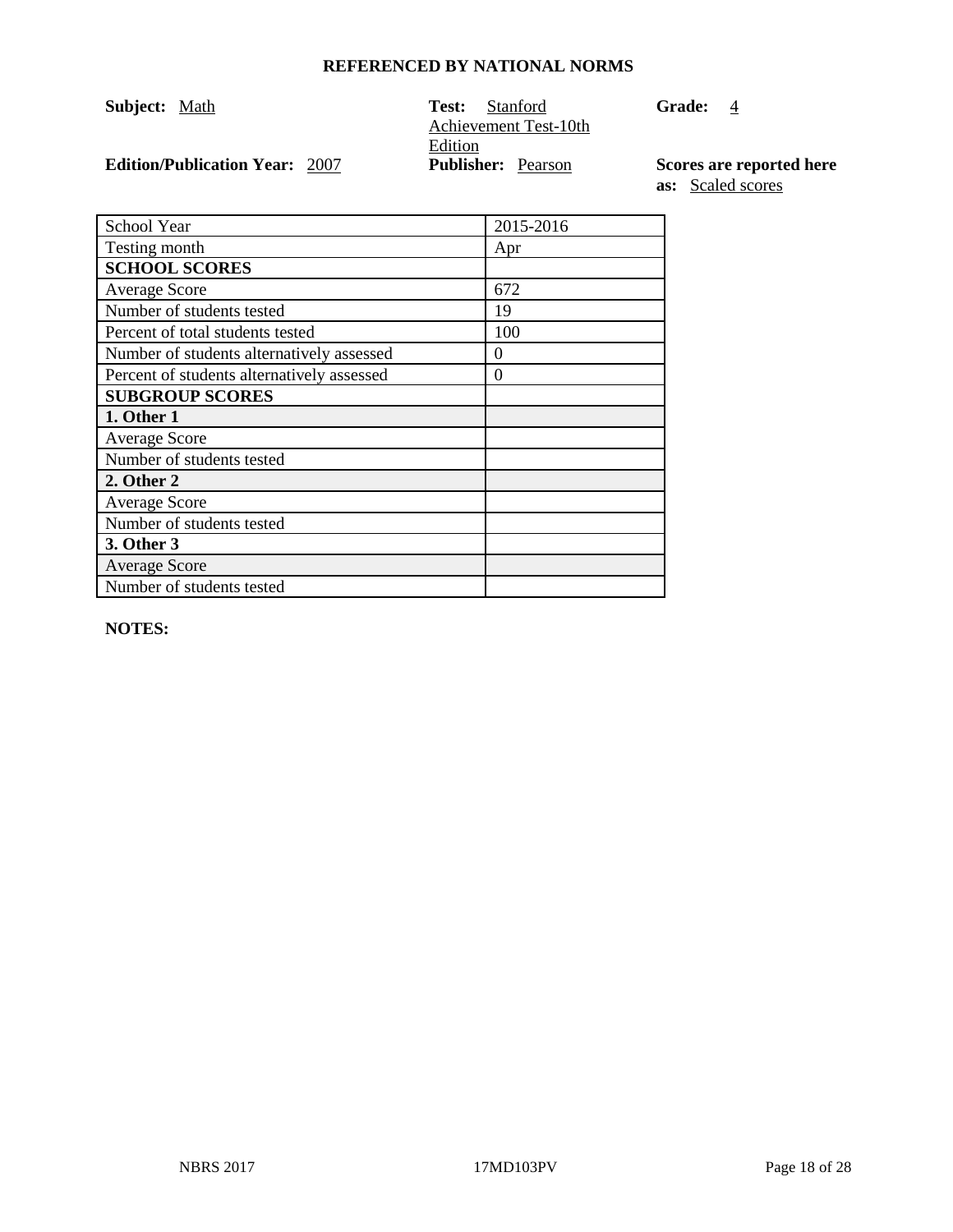**REFERENCED BY NATIONAL NORMS**

**Subject:** Math

**Test:** Stanford Achievement Test-10th Edition

**Grade:** 4

**Edition/Publication Year:** 2007

**Publisher:** Pearson

**Scores are reported here as:** Scaled scores

| School Year | 2015-2016 |
|---|---|
| Testing month | Apr |
| **SCHOOL SCORES** | |
| Average Score | 672 |
| Number of students tested | 19 |
| Percent of total students tested | 100 |
| Number of students alternatively assessed | 0 |
| Percent of students alternatively assessed | 0 |
| **SUBGROUP SCORES** | |
| **1. Other 1** | |
| Average Score | |
| Number of students tested | |
| **2. Other 2** | |
| Average Score | |
| Number of students tested | |
| **3. Other 3** | |
| Average Score | |
| Number of students tested | |

**NOTES:**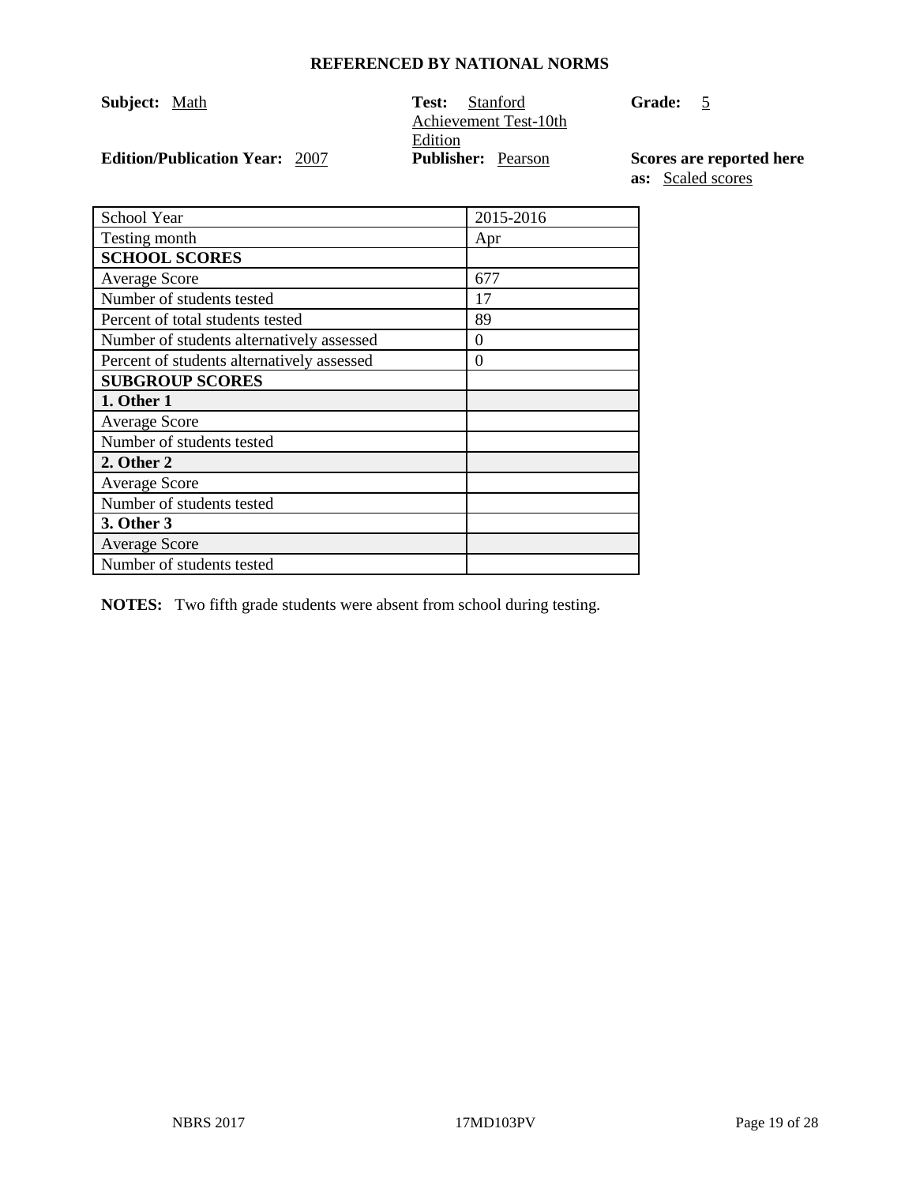**REFERENCED BY NATIONAL NORMS**

**Subject:** Math

**Test:** Stanford Achievement Test-10th Edition

**Grade:** 5

**Edition/Publication Year:** 2007

**Publisher:** Pearson

**Scores are reported here as:** Scaled scores

| School Year | 2015-2016 |
|---|---|
| Testing month | Apr |
| **SCHOOL SCORES** | |
| Average Score | 677 |
| Number of students tested | 17 |
| Percent of total students tested | 89 |
| Number of students alternatively assessed | 0 |
| Percent of students alternatively assessed | 0 |
| **SUBGROUP SCORES** | |
| **1. Other 1** | |
| Average Score | |
| Number of students tested | |
| **2. Other 2** | |
| Average Score | |
| Number of students tested | |
| **3. Other 3** | |
| Average Score | |
| Number of students tested | |

**NOTES:** Two fifth grade students were absent from school during testing.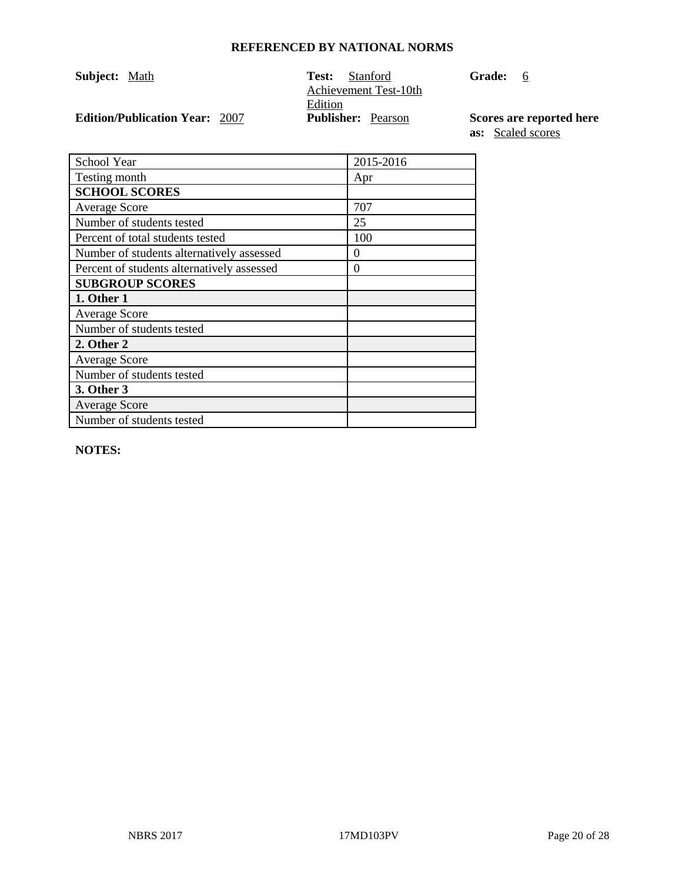## REFERENCED BY NATIONAL NORMS

**Subject:** Math

**Test:** Stanford Achievement Test-10th Edition

**Grade:** 6

**Edition/Publication Year:** 2007

**Publisher:** Pearson

**Scores are reported here as:** Scaled scores

| School Year | 2015-2016 |
|---|---|
| Testing month | Apr |
| **SCHOOL SCORES** | |
| Average Score | 707 |
| Number of students tested | 25 |
| Percent of total students tested | 100 |
| Number of students alternatively assessed | 0 |
| Percent of students alternatively assessed | 0 |
| **SUBGROUP SCORES** | |
| **1. Other 1** | |
| Average Score | |
| Number of students tested | |
| **2. Other 2** | |
| Average Score | |
| Number of students tested | |
| **3. Other 3** | |
| Average Score | |
| Number of students tested | |

**NOTES:**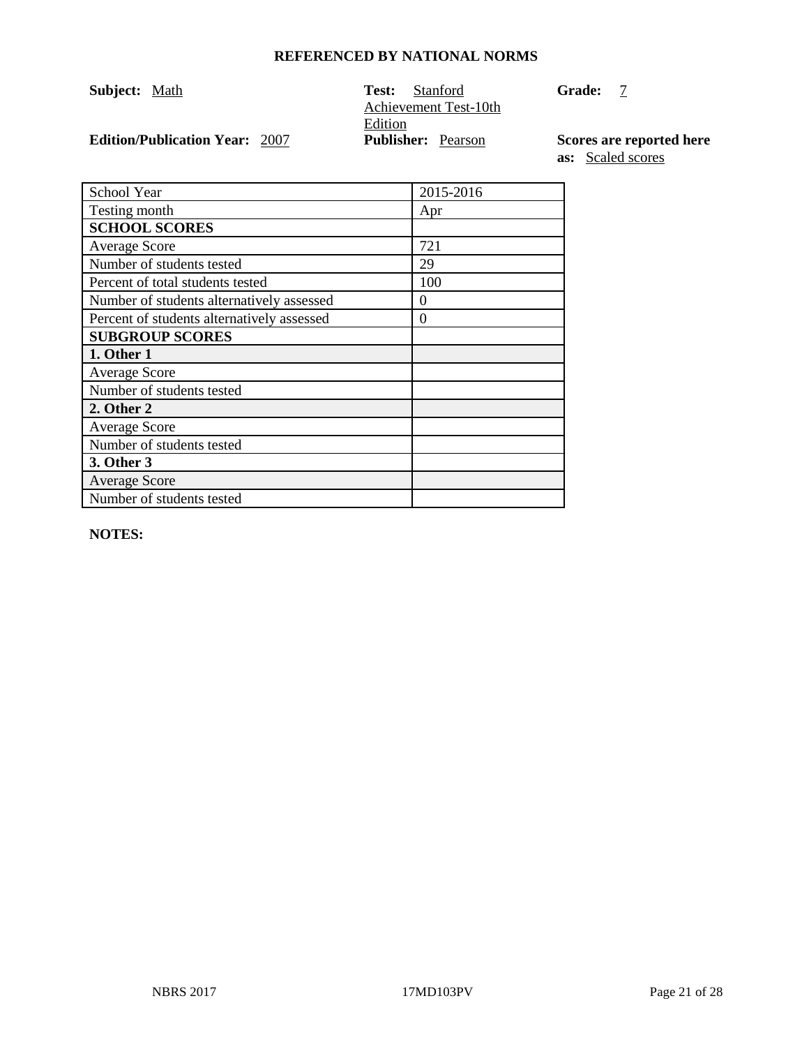**REFERENCED BY NATIONAL NORMS**

**Subject:** Math  **Test:** Stanford Achievement Test-10th Edition  **Grade:** 7

**Edition/Publication Year:** 2007  **Publisher:** Pearson  **Scores are reported here as:** Scaled scores

| School Year | 2015-2016 |
|---|---|
| Testing month | Apr |
| **SCHOOL SCORES** | |
| Average Score | 721 |
| Number of students tested | 29 |
| Percent of total students tested | 100 |
| Number of students alternatively assessed | 0 |
| Percent of students alternatively assessed | 0 |
| **SUBGROUP SCORES** | |
| **1. Other 1** | |
| Average Score | |
| Number of students tested | |
| **2. Other 2** | |
| Average Score | |
| Number of students tested | |
| **3. Other 3** | |
| Average Score | |
| Number of students tested | |

**NOTES:**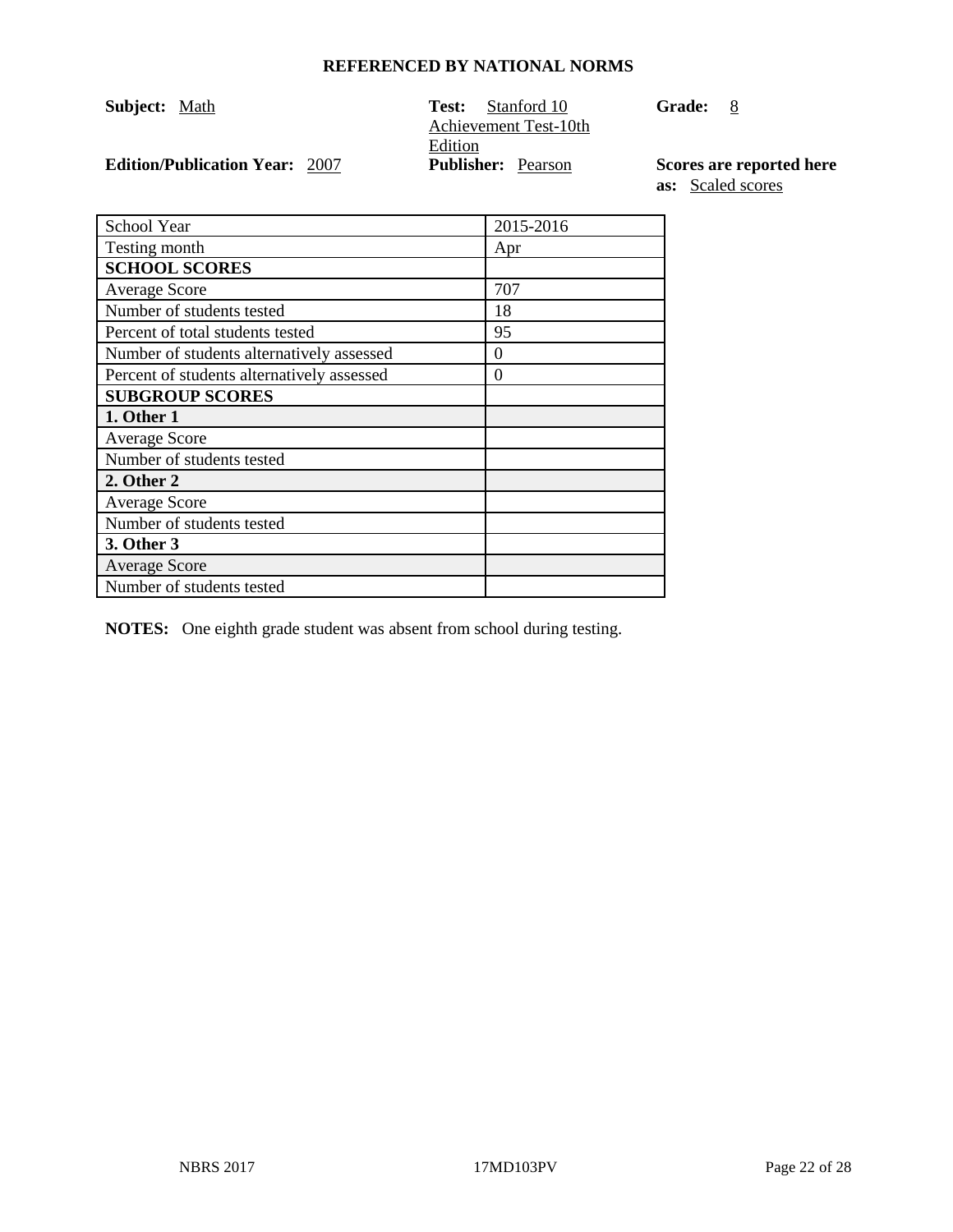## REFERENCED BY NATIONAL NORMS

**Subject:** Math  
**Test:** Stanford 10 Achievement Test-10th Edition  
**Grade:** 8  
**Edition/Publication Year:** 2007  
**Publisher:** Pearson  
**Scores are reported here as:** Scaled scores

| School Year | 2015-2016 |
|---|---|
| Testing month | Apr |
| **SCHOOL SCORES** | |
| Average Score | 707 |
| Number of students tested | 18 |
| Percent of total students tested | 95 |
| Number of students alternatively assessed | 0 |
| Percent of students alternatively assessed | 0 |
| **SUBGROUP SCORES** | |
| **1. Other 1** | |
| Average Score | |
| Number of students tested | |
| **2. Other 2** | |
| Average Score | |
| Number of students tested | |
| **3. Other 3** | |
| Average Score | |
| Number of students tested | |

**NOTES:** One eighth grade student was absent from school during testing.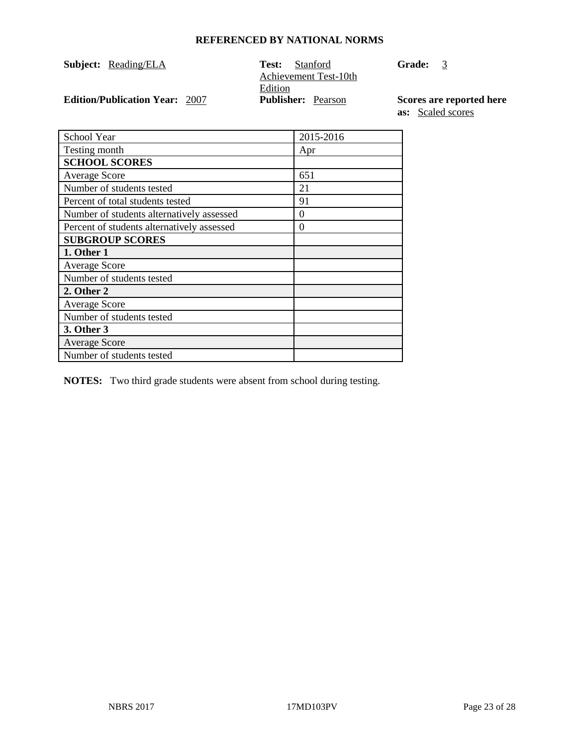**REFERENCED BY NATIONAL NORMS**

**Subject:** Reading/ELA

**Test:** Stanford Achievement Test-10th Edition

**Grade:** 3

**Edition/Publication Year:** 2007

**Publisher:** Pearson

**Scores are reported here as:** Scaled scores

| School Year | 2015-2016 |
|---|---|
| Testing month | Apr |
| **SCHOOL SCORES** | |
| Average Score | 651 |
| Number of students tested | 21 |
| Percent of total students tested | 91 |
| Number of students alternatively assessed | 0 |
| Percent of students alternatively assessed | 0 |
| **SUBGROUP SCORES** | |
| **1. Other 1** | |
| Average Score | |
| Number of students tested | |
| **2. Other 2** | |
| Average Score | |
| Number of students tested | |
| **3. Other 3** | |
| Average Score | |
| Number of students tested | |

**NOTES:** Two third grade students were absent from school during testing.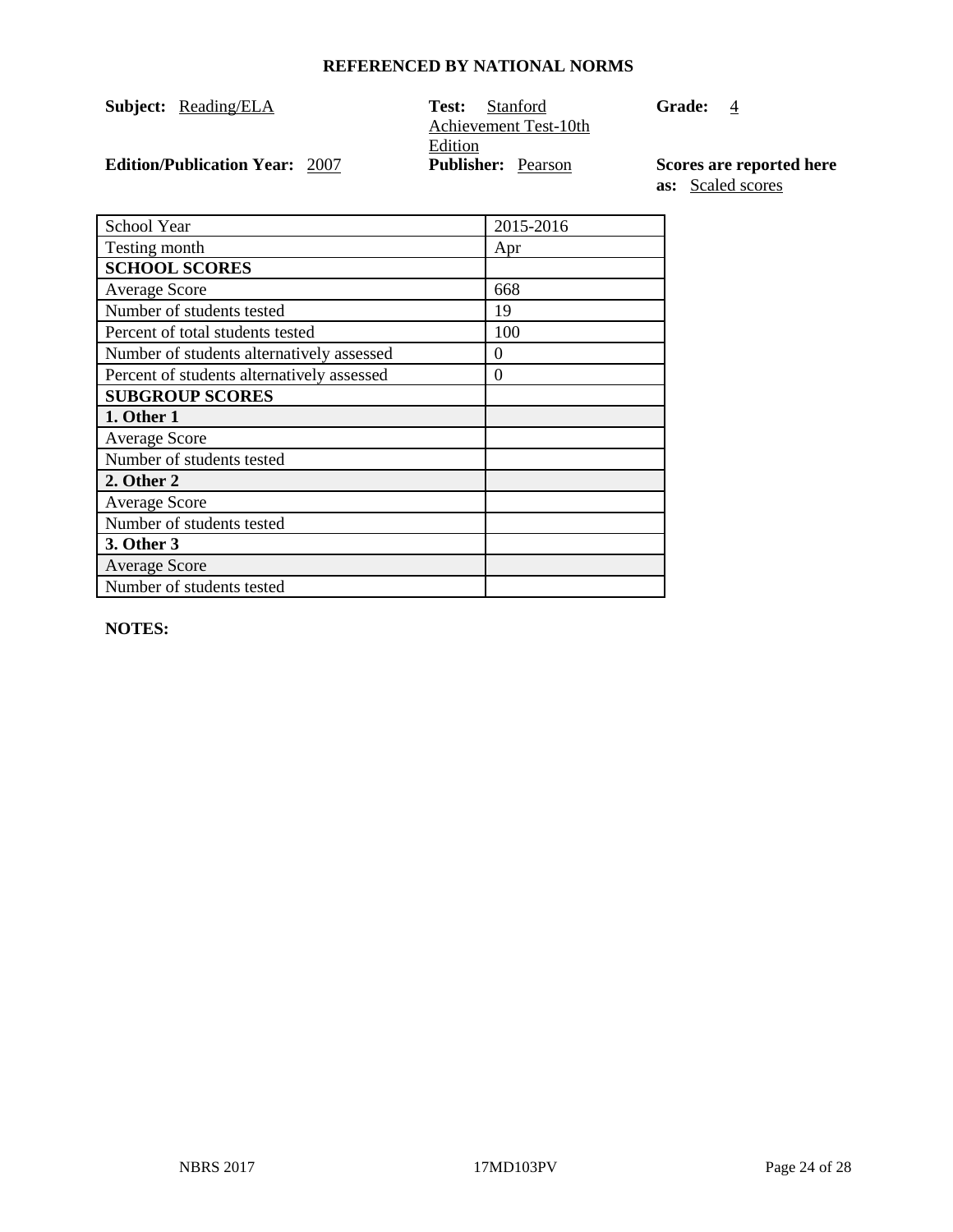**REFERENCED BY NATIONAL NORMS**

**Subject:** Reading/ELA

**Test:** Stanford Achievement Test-10th Edition

**Grade:** 4

**Edition/Publication Year:** 2007

**Publisher:** Pearson

**Scores are reported here as:** Scaled scores

| School Year | 2015-2016 |
|---|---|
| Testing month | Apr |
| **SCHOOL SCORES** | |
| Average Score | 668 |
| Number of students tested | 19 |
| Percent of total students tested | 100 |
| Number of students alternatively assessed | 0 |
| Percent of students alternatively assessed | 0 |
| **SUBGROUP SCORES** | |
| **1. Other 1** | |
| Average Score | |
| Number of students tested | |
| **2. Other 2** | |
| Average Score | |
| Number of students tested | |
| **3. Other 3** | |
| Average Score | |
| Number of students tested | |

**NOTES:**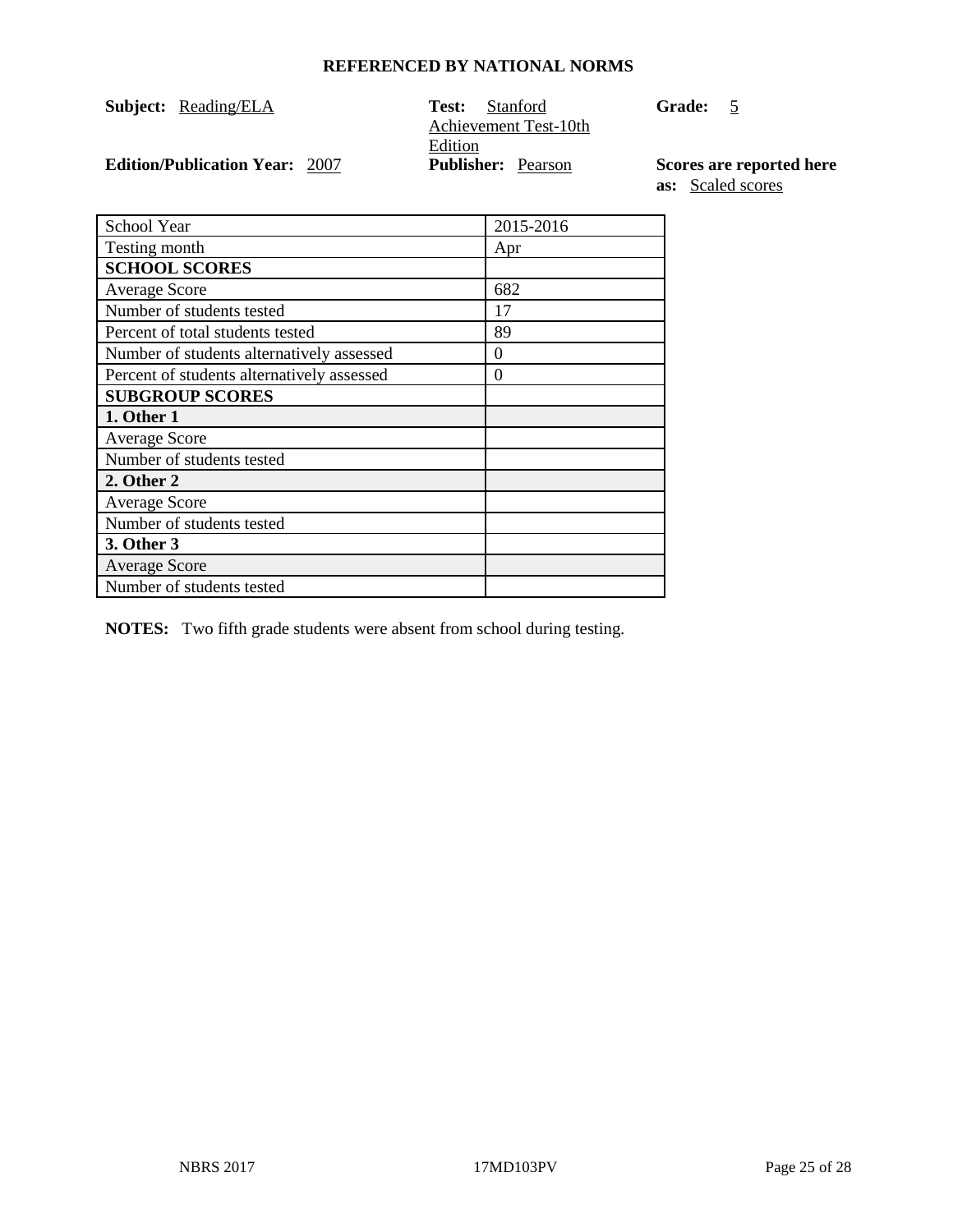**REFERENCED BY NATIONAL NORMS**

**Subject:** Reading/ELA

**Test:** Stanford Achievement Test-10th Edition

**Grade:** 5

**Edition/Publication Year:** 2007

**Publisher:** Pearson

**Scores are reported here as:** Scaled scores

| School Year | 2015-2016 |
| --- | --- |
| Testing month | Apr |
| **SCHOOL SCORES** | |
| Average Score | 682 |
| Number of students tested | 17 |
| Percent of total students tested | 89 |
| Number of students alternatively assessed | 0 |
| Percent of students alternatively assessed | 0 |
| **SUBGROUP SCORES** | |
| **1. Other 1** | |
| Average Score | |
| Number of students tested | |
| **2. Other 2** | |
| Average Score | |
| Number of students tested | |
| **3. Other 3** | |
| Average Score | |
| Number of students tested | |

**NOTES:** Two fifth grade students were absent from school during testing.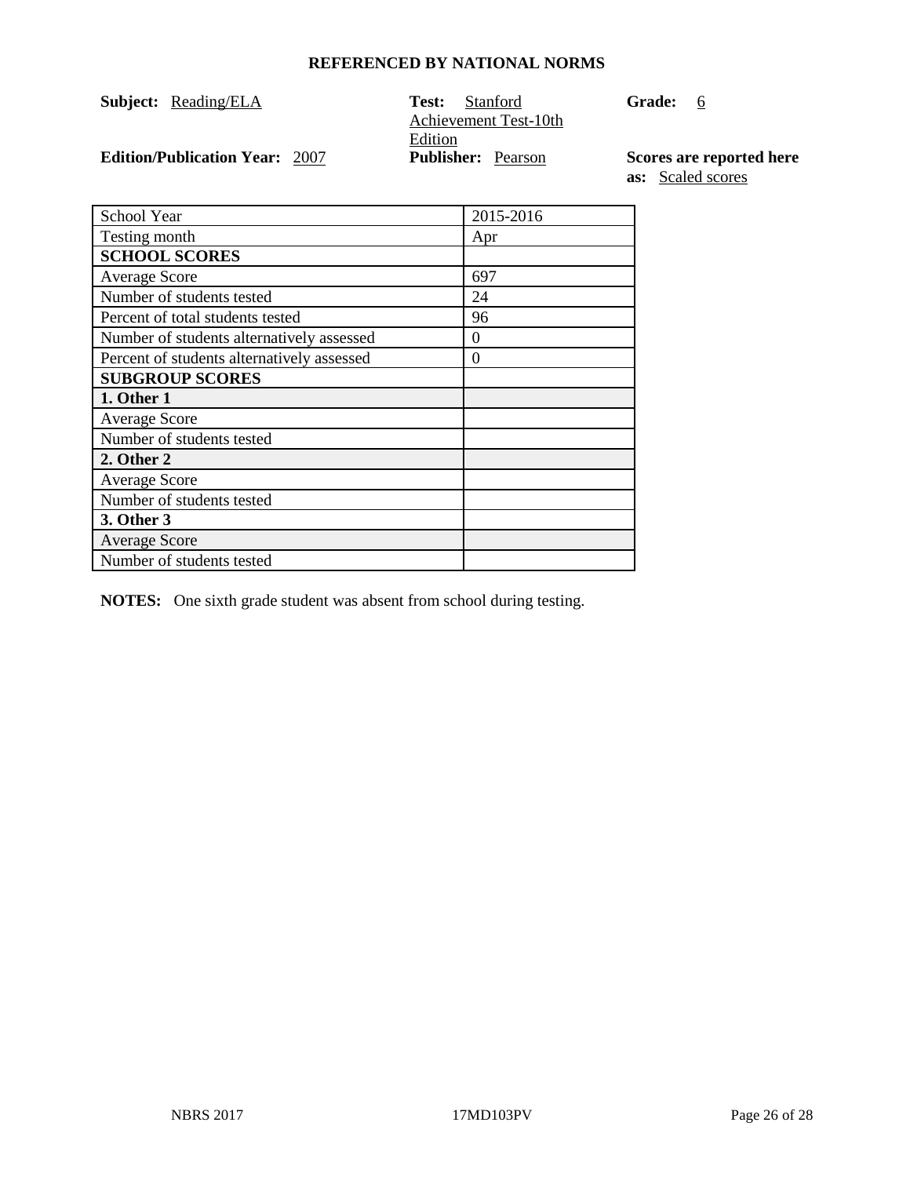**REFERENCED BY NATIONAL NORMS**

**Subject:** Reading/ELA

**Test:** Stanford Achievement Test-10th Edition

**Grade:** 6

**Edition/Publication Year:** 2007

**Publisher:** Pearson

**Scores are reported here as:** Scaled scores

| School Year | 2015-2016 |
|---|---|
| Testing month | Apr |
| **SCHOOL SCORES** | |
| Average Score | 697 |
| Number of students tested | 24 |
| Percent of total students tested | 96 |
| Number of students alternatively assessed | 0 |
| Percent of students alternatively assessed | 0 |
| **SUBGROUP SCORES** | |
| **1. Other 1** | |
| Average Score | |
| Number of students tested | |
| **2. Other 2** | |
| Average Score | |
| Number of students tested | |
| **3. Other 3** | |
| Average Score | |
| Number of students tested | |

**NOTES:** One sixth grade student was absent from school during testing.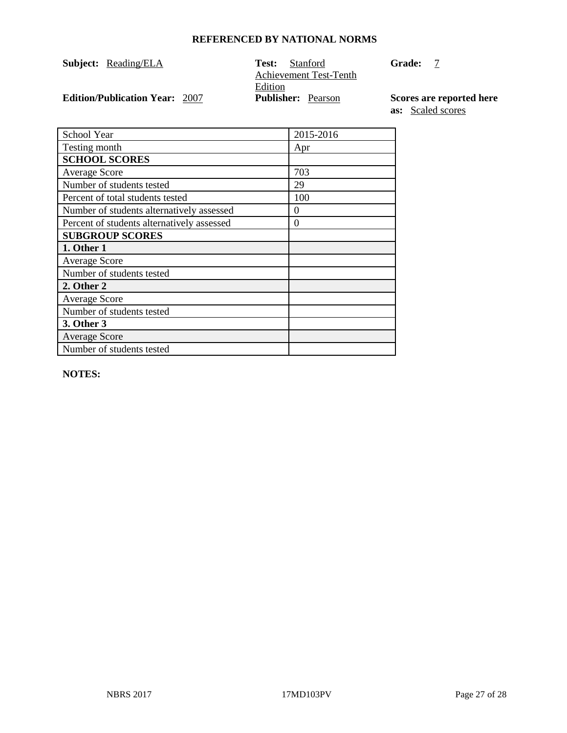**REFERENCED BY NATIONAL NORMS**

**Subject:** Reading/ELA

**Test:** Stanford Achievement Test-Tenth Edition

**Grade:** 7

**Edition/Publication Year:** 2007

**Publisher:** Pearson

**Scores are reported here as:** Scaled scores

| School Year | 2015-2016 |
|---|---|
| Testing month | Apr |
| **SCHOOL SCORES** | |
| Average Score | 703 |
| Number of students tested | 29 |
| Percent of total students tested | 100 |
| Number of students alternatively assessed | 0 |
| Percent of students alternatively assessed | 0 |
| **SUBGROUP SCORES** | |
| **1. Other 1** | |
| Average Score | |
| Number of students tested | |
| **2. Other 2** | |
| Average Score | |
| Number of students tested | |
| **3. Other 3** | |
| Average Score | |
| Number of students tested | |

**NOTES:**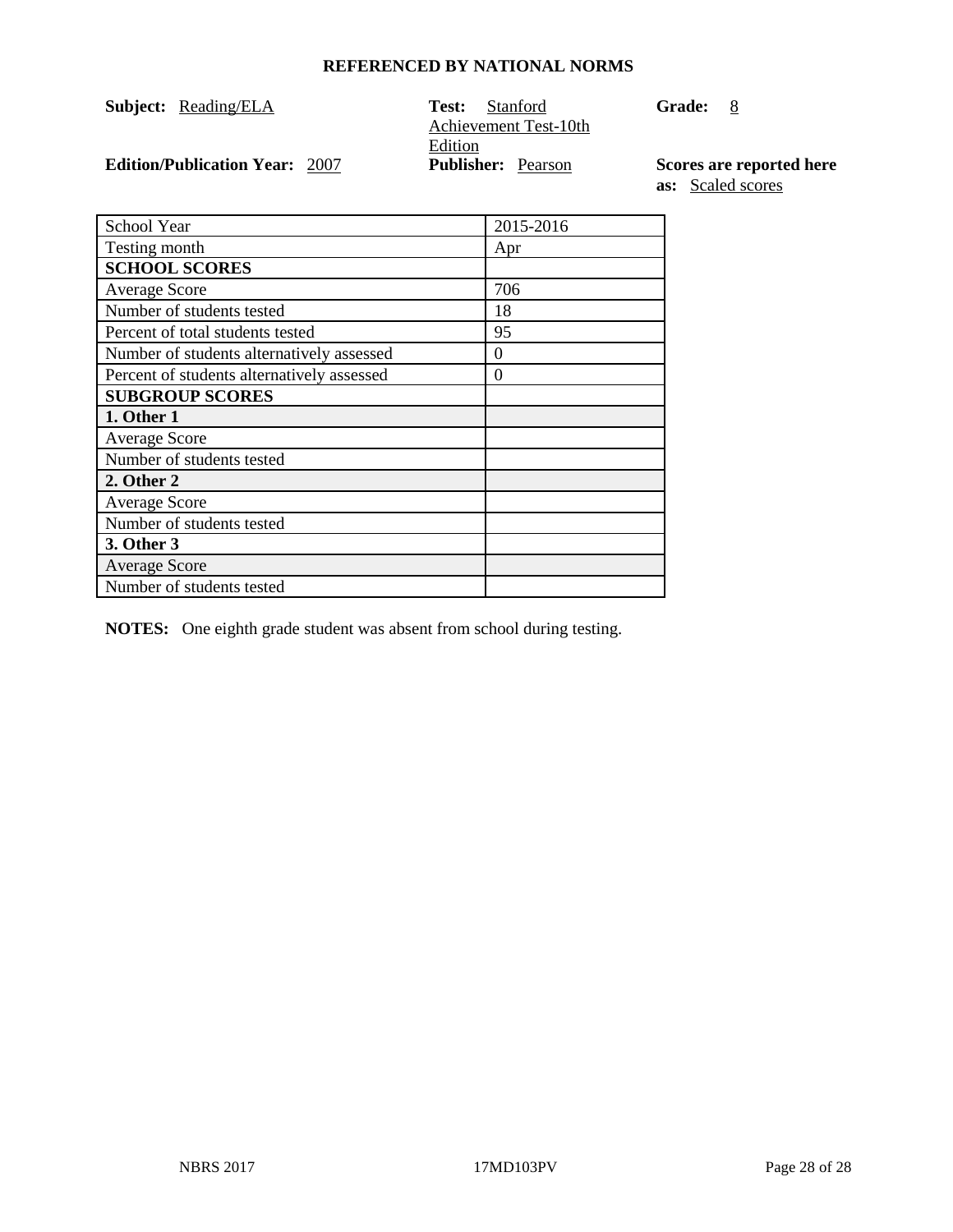## REFERENCED BY NATIONAL NORMS

**Subject:** Reading/ELA **Test:** Stanford Achievement Test-10th Edition **Grade:** 8

**Edition/Publication Year:** 2007 **Publisher:** Pearson **Scores are reported here as:** Scaled scores

| | |
|---|---|
| School Year | 2015-2016 |
| Testing month | Apr |
| **SCHOOL SCORES** | |
| Average Score | 706 |
| Number of students tested | 18 |
| Percent of total students tested | 95 |
| Number of students alternatively assessed | 0 |
| Percent of students alternatively assessed | 0 |
| **SUBGROUP SCORES** | |
| **1. Other 1** | |
| Average Score | |
| Number of students tested | |
| **2. Other 2** | |
| Average Score | |
| Number of students tested | |
| **3. Other 3** | |
| Average Score | |
| Number of students tested | |

**NOTES:** One eighth grade student was absent from school during testing.